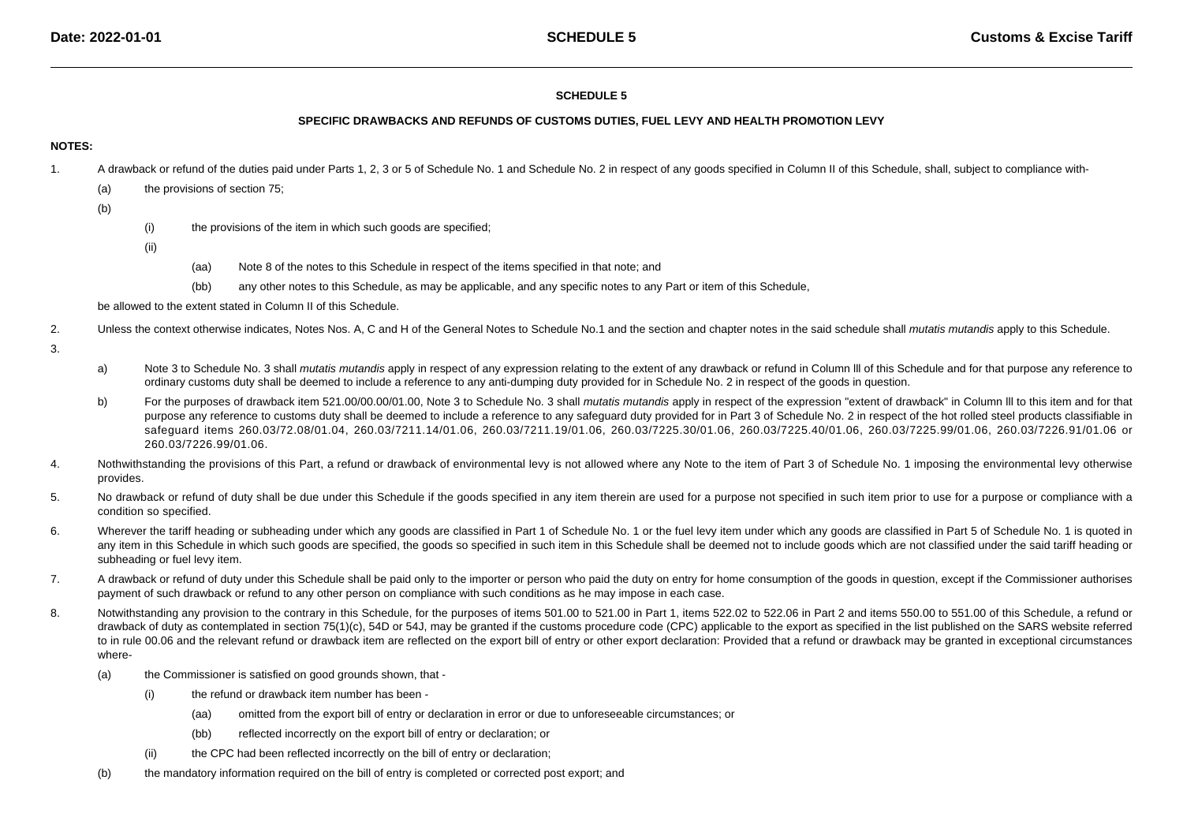# SCHEDULE 5

## SPECIFIC DRAWBACKS AND REFUNDS OF CUSTOMS DUTIES, FUEL LEVY AND HEALTH PROMOTION LEVY

**NOTES:**

1. A drawback or refund of the duties paid under Parts 1, 2, 3 or 5 of Schedule No. 1 and Schedule No. 2 in respect of any goods specified in Column II of this Schedule, shall, subject to compliance with-

   (a) the provisions of section 75;

   (b)

   (i) the provisions of the item in which such goods are specified;

   (ii)

   (aa) Note 8 of the notes to this Schedule in respect of the items specified in that note; and

   (bb) any other notes to this Schedule, as may be applicable, and any specific notes to any Part or item of this Schedule,

   be allowed to the extent stated in Column II of this Schedule.

2. Unless the context otherwise indicates, Notes Nos. A, C and H of the General Notes to Schedule No.1 and the section and chapter notes in the said schedule shall *mutatis mutandis* apply to this Schedule.

3.

   a) Note 3 to Schedule No. 3 shall *mutatis mutandis* apply in respect of any expression relating to the extent of any drawback or refund in Column lll of this Schedule and for that purpose any reference to ordinary customs duty shall be deemed to include a reference to any anti-dumping duty provided for in Schedule No. 2 in respect of the goods in question.

   b) For the purposes of drawback item 521.00/00.00/01.00, Note 3 to Schedule No. 3 shall *mutatis mutandis* apply in respect of the expression "extent of drawback" in Column lll to this item and for that purpose any reference to customs duty shall be deemed to include a reference to any safeguard duty provided for in Part 3 of Schedule No. 2 in respect of the hot rolled steel products classifiable in safeguard items 260.03/72.08/01.04, 260.03/7211.14/01.06, 260.03/7211.19/01.06, 260.03/7225.30/01.06, 260.03/7225.40/01.06, 260.03/7225.99/01.06, 260.03/7226.91/01.06 or 260.03/7226.99/01.06.

4. Nothwithstanding the provisions of this Part, a refund or drawback of environmental levy is not allowed where any Note to the item of Part 3 of Schedule No. 1 imposing the environmental levy otherwise provides.

5. No drawback or refund of duty shall be due under this Schedule if the goods specified in any item therein are used for a purpose not specified in such item prior to use for a purpose or compliance with a condition so specified.

6. Wherever the tariff heading or subheading under which any goods are classified in Part 1 of Schedule No. 1 or the fuel levy item under which any goods are classified in Part 5 of Schedule No. 1 is quoted in any item in this Schedule in which such goods are specified, the goods so specified in such item in this Schedule shall be deemed not to include goods which are not classified under the said tariff heading or subheading or fuel levy item.

7. A drawback or refund of duty under this Schedule shall be paid only to the importer or person who paid the duty on entry for home consumption of the goods in question, except if the Commissioner authorises payment of such drawback or refund to any other person on compliance with such conditions as he may impose in each case.

8. Notwithstanding any provision to the contrary in this Schedule, for the purposes of items 501.00 to 521.00 in Part 1, items 522.02 to 522.06 in Part 2 and items 550.00 to 551.00 of this Schedule, a refund or drawback of duty as contemplated in section 75(1)(c), 54D or 54J, may be granted if the customs procedure code (CPC) applicable to the export as specified in the list published on the SARS website referred to in rule 00.06 and the relevant refund or drawback item are reflected on the export bill of entry or other export declaration: Provided that a refund or drawback may be granted in exceptional circumstances where-

   (a) the Commissioner is satisfied on good grounds shown, that -

   (i) the refund or drawback item number has been -

   (aa) omitted from the export bill of entry or declaration in error or due to unforeseeable circumstances; or

   (bb) reflected incorrectly on the export bill of entry or declaration; or

   (ii) the CPC had been reflected incorrectly on the bill of entry or declaration;

   (b) the mandatory information required on the bill of entry is completed or corrected post export; and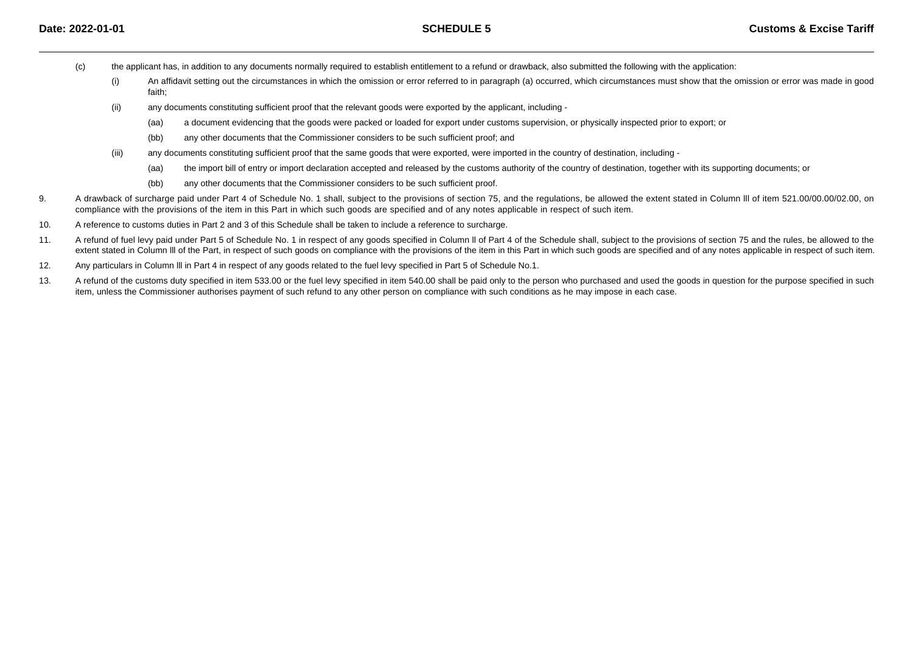(c) the applicant has, in addition to any documents normally required to establish entitlement to a refund or drawback, also submitted the following with the application:

  (i) An affidavit setting out the circumstances in which the omission or error referred to in paragraph (a) occurred, which circumstances must show that the omission or error was made in good faith;

  (ii) any documents constituting sufficient proof that the relevant goods were exported by the applicant, including -

    (aa) a document evidencing that the goods were packed or loaded for export under customs supervision, or physically inspected prior to export; or

    (bb) any other documents that the Commissioner considers to be such sufficient proof; and

  (iii) any documents constituting sufficient proof that the same goods that were exported, were imported in the country of destination, including -

    (aa) the import bill of entry or import declaration accepted and released by the customs authority of the country of destination, together with its supporting documents; or

    (bb) any other documents that the Commissioner considers to be such sufficient proof.

9. A drawback of surcharge paid under Part 4 of Schedule No. 1 shall, subject to the provisions of section 75, and the regulations, be allowed the extent stated in Column lll of item 521.00/00.00/02.00, on compliance with the provisions of the item in this Part in which such goods are specified and of any notes applicable in respect of such item.

10. A reference to customs duties in Part 2 and 3 of this Schedule shall be taken to include a reference to surcharge.

11. A refund of fuel levy paid under Part 5 of Schedule No. 1 in respect of any goods specified in Column ll of Part 4 of the Schedule shall, subject to the provisions of section 75 and the rules, be allowed to the extent stated in Column lll of the Part, in respect of such goods on compliance with the provisions of the item in this Part in which such goods are specified and of any notes applicable in respect of such item.

12. Any particulars in Column lll in Part 4 in respect of any goods related to the fuel levy specified in Part 5 of Schedule No.1.

13. A refund of the customs duty specified in item 533.00 or the fuel levy specified in item 540.00 shall be paid only to the person who purchased and used the goods in question for the purpose specified in such item, unless the Commissioner authorises payment of such refund to any other person on compliance with such conditions as he may impose in each case.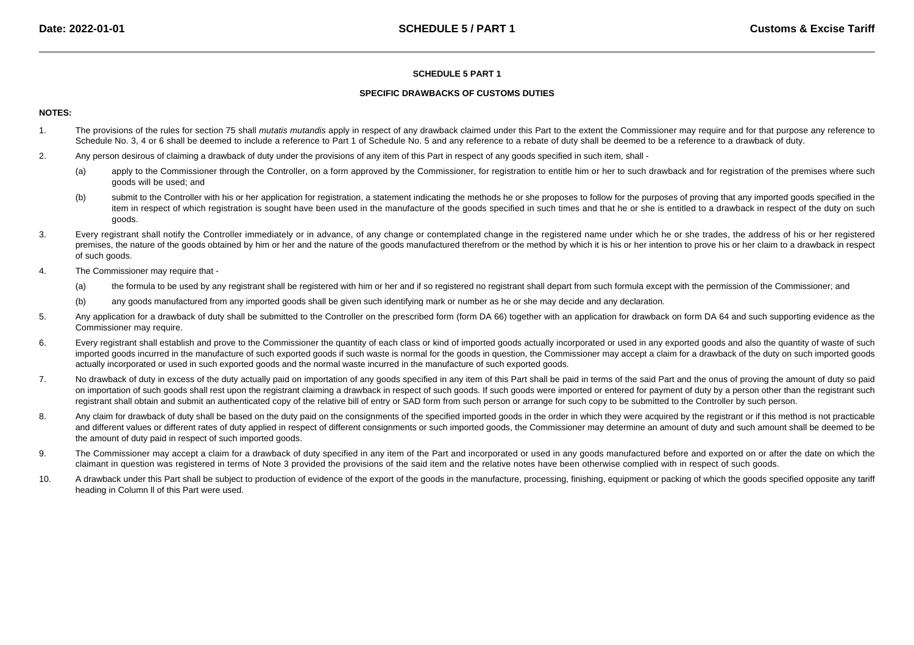# SCHEDULE 5 PART 1

## SPECIFIC DRAWBACKS OF CUSTOMS DUTIES

**NOTES:**

1. The provisions of the rules for section 75 shall *mutatis mutandis* apply in respect of any drawback claimed under this Part to the extent the Commissioner may require and for that purpose any reference to Schedule No. 3, 4 or 6 shall be deemed to include a reference to Part 1 of Schedule No. 5 and any reference to a rebate of duty shall be deemed to be a reference to a drawback of duty.

2. Any person desirous of claiming a drawback of duty under the provisions of any item of this Part in respect of any goods specified in such item, shall -

   (a) apply to the Commissioner through the Controller, on a form approved by the Commissioner, for registration to entitle him or her to such drawback and for registration of the premises where such goods will be used; and

   (b) submit to the Controller with his or her application for registration, a statement indicating the methods he or she proposes to follow for the purposes of proving that any imported goods specified in the item in respect of which registration is sought have been used in the manufacture of the goods specified in such times and that he or she is entitled to a drawback in respect of the duty on such goods.

3. Every registrant shall notify the Controller immediately or in advance, of any change or contemplated change in the registered name under which he or she trades, the address of his or her registered premises, the nature of the goods obtained by him or her and the nature of the goods manufactured therefrom or the method by which it is his or her intention to prove his or her claim to a drawback in respect of such goods.

4. The Commissioner may require that -

   (a) the formula to be used by any registrant shall be registered with him or her and if so registered no registrant shall depart from such formula except with the permission of the Commissioner; and

   (b) any goods manufactured from any imported goods shall be given such identifying mark or number as he or she may decide and any declaration.

5. Any application for a drawback of duty shall be submitted to the Controller on the prescribed form (form DA 66) together with an application for drawback on form DA 64 and such supporting evidence as the Commissioner may require.

6. Every registrant shall establish and prove to the Commissioner the quantity of each class or kind of imported goods actually incorporated or used in any exported goods and also the quantity of waste of such imported goods incurred in the manufacture of such exported goods if such waste is normal for the goods in question, the Commissioner may accept a claim for a drawback of the duty on such imported goods actually incorporated or used in such exported goods and the normal waste incurred in the manufacture of such exported goods.

7. No drawback of duty in excess of the duty actually paid on importation of any goods specified in any item of this Part shall be paid in terms of the said Part and the onus of proving the amount of duty so paid on importation of such goods shall rest upon the registrant claiming a drawback in respect of such goods. If such goods were imported or entered for payment of duty by a person other than the registrant such registrant shall obtain and submit an authenticated copy of the relative bill of entry or SAD form from such person or arrange for such copy to be submitted to the Controller by such person.

8. Any claim for drawback of duty shall be based on the duty paid on the consignments of the specified imported goods in the order in which they were acquired by the registrant or if this method is not practicable and different values or different rates of duty applied in respect of different consignments or such imported goods, the Commissioner may determine an amount of duty and such amount shall be deemed to be the amount of duty paid in respect of such imported goods.

9. The Commissioner may accept a claim for a drawback of duty specified in any item of the Part and incorporated or used in any goods manufactured before and exported on or after the date on which the claimant in question was registered in terms of Note 3 provided the provisions of the said item and the relative notes have been otherwise complied with in respect of such goods.

10. A drawback under this Part shall be subject to production of evidence of the export of the goods in the manufacture, processing, finishing, equipment or packing of which the goods specified opposite any tariff heading in Column ll of this Part were used.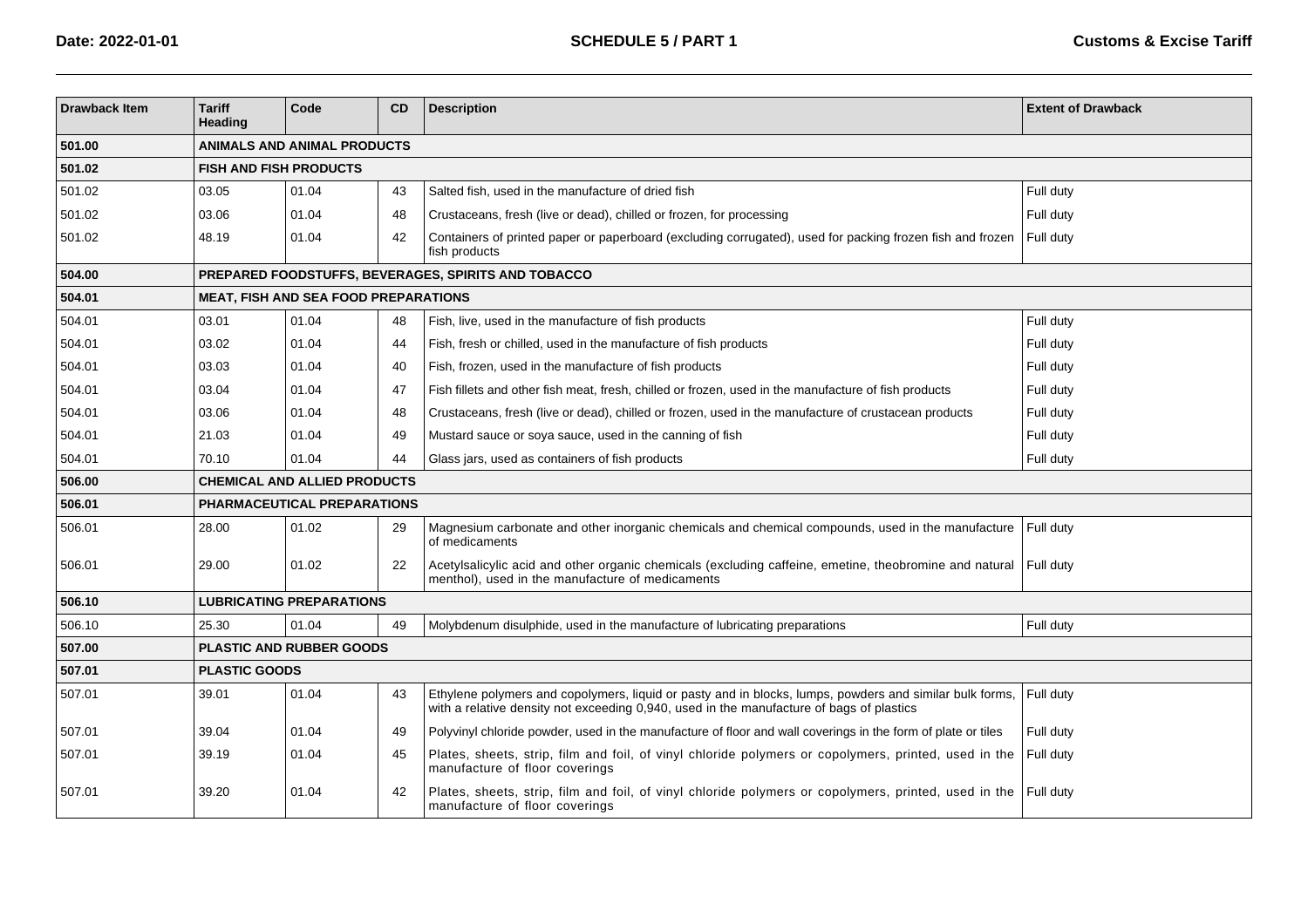| Drawback Item | Tariff Heading | Code | CD | Description | Extent of Drawback |
|---|---|---|---|---|---|
| **501.00** | **ANIMALS AND ANIMAL PRODUCTS** | | | | |
| **501.02** | **FISH AND FISH PRODUCTS** | | | | |
| 501.02 | 03.05 | 01.04 | 43 | Salted fish, used in the manufacture of dried fish | Full duty |
| 501.02 | 03.06 | 01.04 | 48 | Crustaceans, fresh (live or dead), chilled or frozen, for processing | Full duty |
| 501.02 | 48.19 | 01.04 | 42 | Containers of printed paper or paperboard (excluding corrugated), used for packing frozen fish and frozen fish products | Full duty |
| **504.00** | **PREPARED FOODSTUFFS, BEVERAGES, SPIRITS AND TOBACCO** | | | | |
| **504.01** | **MEAT, FISH AND SEA FOOD PREPARATIONS** | | | | |
| 504.01 | 03.01 | 01.04 | 48 | Fish, live, used in the manufacture of fish products | Full duty |
| 504.01 | 03.02 | 01.04 | 44 | Fish, fresh or chilled, used in the manufacture of fish products | Full duty |
| 504.01 | 03.03 | 01.04 | 40 | Fish, frozen, used in the manufacture of fish products | Full duty |
| 504.01 | 03.04 | 01.04 | 47 | Fish fillets and other fish meat, fresh, chilled or frozen, used in the manufacture of fish products | Full duty |
| 504.01 | 03.06 | 01.04 | 48 | Crustaceans, fresh (live or dead), chilled or frozen, used in the manufacture of crustacean products | Full duty |
| 504.01 | 21.03 | 01.04 | 49 | Mustard sauce or soya sauce, used in the canning of fish | Full duty |
| 504.01 | 70.10 | 01.04 | 44 | Glass jars, used as containers of fish products | Full duty |
| **506.00** | **CHEMICAL AND ALLIED PRODUCTS** | | | | |
| **506.01** | **PHARMACEUTICAL PREPARATIONS** | | | | |
| 506.01 | 28.00 | 01.02 | 29 | Magnesium carbonate and other inorganic chemicals and chemical compounds, used in the manufacture of medicaments | Full duty |
| 506.01 | 29.00 | 01.02 | 22 | Acetylsalicylic acid and other organic chemicals (excluding caffeine, emetine, theobromine and natural menthol), used in the manufacture of medicaments | Full duty |
| **506.10** | **LUBRICATING PREPARATIONS** | | | | |
| 506.10 | 25.30 | 01.04 | 49 | Molybdenum disulphide, used in the manufacture of lubricating preparations | Full duty |
| **507.00** | **PLASTIC AND RUBBER GOODS** | | | | |
| **507.01** | **PLASTIC GOODS** | | | | |
| 507.01 | 39.01 | 01.04 | 43 | Ethylene polymers and copolymers, liquid or pasty and in blocks, lumps, powders and similar bulk forms, with a relative density not exceeding 0,940, used in the manufacture of bags of plastics | Full duty |
| 507.01 | 39.04 | 01.04 | 49 | Polyvinyl chloride powder, used in the manufacture of floor and wall coverings in the form of plate or tiles | Full duty |
| 507.01 | 39.19 | 01.04 | 45 | Plates, sheets, strip, film and foil, of vinyl chloride polymers or copolymers, printed, used in the manufacture of floor coverings | Full duty |
| 507.01 | 39.20 | 01.04 | 42 | Plates, sheets, strip, film and foil, of vinyl chloride polymers or copolymers, printed, used in the manufacture of floor coverings | Full duty |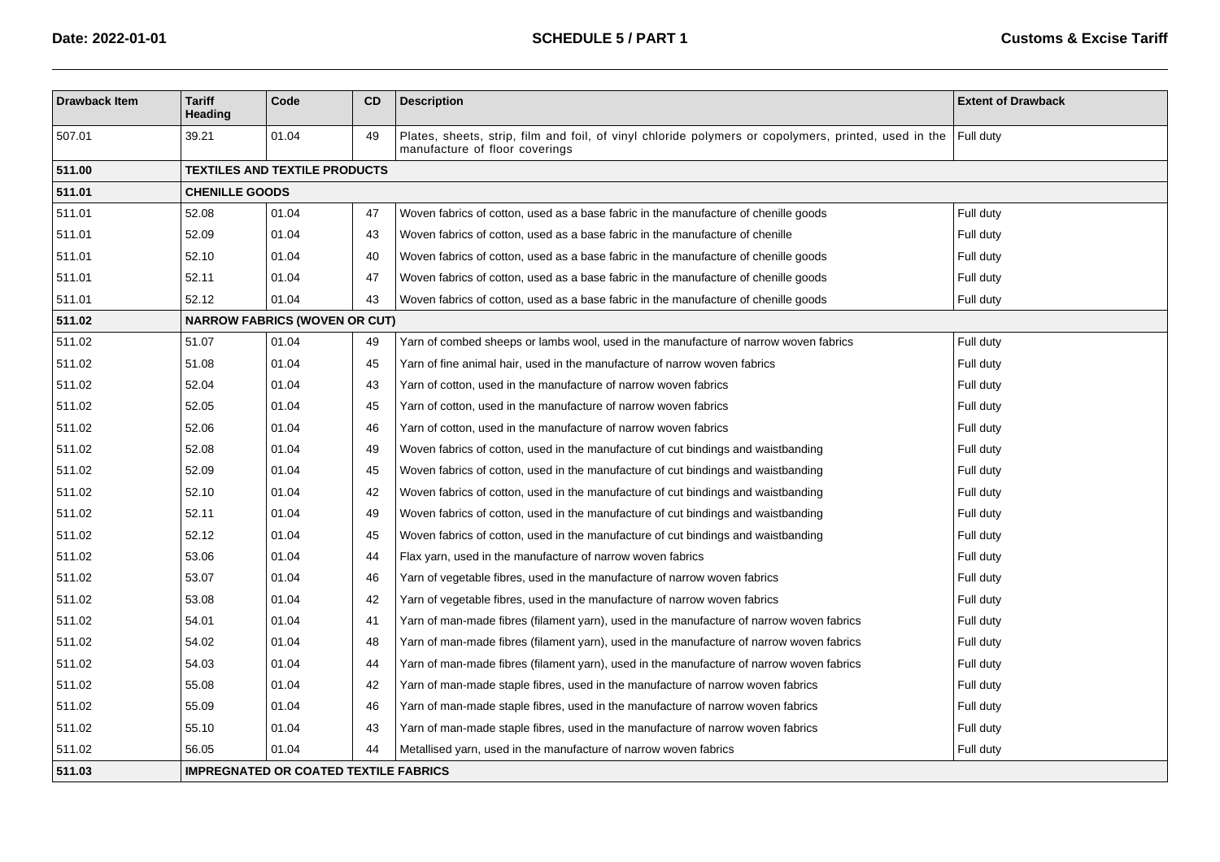| Drawback Item | Tariff Heading | Code | CD | Description | Extent of Drawback |
|---|---|---|---|---|---|
| 507.01 | 39.21 | 01.04 | 49 | Plates, sheets, strip, film and foil, of vinyl chloride polymers or copolymers, printed, used in the manufacture of floor coverings | Full duty |
| **511.00** | **TEXTILES AND TEXTILE PRODUCTS** | | | | |
| **511.01** | **CHENILLE GOODS** | | | | |
| 511.01 | 52.08 | 01.04 | 47 | Woven fabrics of cotton, used as a base fabric in the manufacture of chenille goods | Full duty |
| 511.01 | 52.09 | 01.04 | 43 | Woven fabrics of cotton, used as a base fabric in the manufacture of chenille | Full duty |
| 511.01 | 52.10 | 01.04 | 40 | Woven fabrics of cotton, used as a base fabric in the manufacture of chenille goods | Full duty |
| 511.01 | 52.11 | 01.04 | 47 | Woven fabrics of cotton, used as a base fabric in the manufacture of chenille goods | Full duty |
| 511.01 | 52.12 | 01.04 | 43 | Woven fabrics of cotton, used as a base fabric in the manufacture of chenille goods | Full duty |
| **511.02** | **NARROW FABRICS (WOVEN OR CUT)** | | | | |
| 511.02 | 51.07 | 01.04 | 49 | Yarn of combed sheeps or lambs wool, used in the manufacture of narrow woven fabrics | Full duty |
| 511.02 | 51.08 | 01.04 | 45 | Yarn of fine animal hair, used in the manufacture of narrow woven fabrics | Full duty |
| 511.02 | 52.04 | 01.04 | 43 | Yarn of cotton, used in the manufacture of narrow woven fabrics | Full duty |
| 511.02 | 52.05 | 01.04 | 45 | Yarn of cotton, used in the manufacture of narrow woven fabrics | Full duty |
| 511.02 | 52.06 | 01.04 | 46 | Yarn of cotton, used in the manufacture of narrow woven fabrics | Full duty |
| 511.02 | 52.08 | 01.04 | 49 | Woven fabrics of cotton, used in the manufacture of cut bindings and waistbanding | Full duty |
| 511.02 | 52.09 | 01.04 | 45 | Woven fabrics of cotton, used in the manufacture of cut bindings and waistbanding | Full duty |
| 511.02 | 52.10 | 01.04 | 42 | Woven fabrics of cotton, used in the manufacture of cut bindings and waistbanding | Full duty |
| 511.02 | 52.11 | 01.04 | 49 | Woven fabrics of cotton, used in the manufacture of cut bindings and waistbanding | Full duty |
| 511.02 | 52.12 | 01.04 | 45 | Woven fabrics of cotton, used in the manufacture of cut bindings and waistbanding | Full duty |
| 511.02 | 53.06 | 01.04 | 44 | Flax yarn, used in the manufacture of narrow woven fabrics | Full duty |
| 511.02 | 53.07 | 01.04 | 46 | Yarn of vegetable fibres, used in the manufacture of narrow woven fabrics | Full duty |
| 511.02 | 53.08 | 01.04 | 42 | Yarn of vegetable fibres, used in the manufacture of narrow woven fabrics | Full duty |
| 511.02 | 54.01 | 01.04 | 41 | Yarn of man-made fibres (filament yarn), used in the manufacture of narrow woven fabrics | Full duty |
| 511.02 | 54.02 | 01.04 | 48 | Yarn of man-made fibres (filament yarn), used in the manufacture of narrow woven fabrics | Full duty |
| 511.02 | 54.03 | 01.04 | 44 | Yarn of man-made fibres (filament yarn), used in the manufacture of narrow woven fabrics | Full duty |
| 511.02 | 55.08 | 01.04 | 42 | Yarn of man-made staple fibres, used in the manufacture of narrow woven fabrics | Full duty |
| 511.02 | 55.09 | 01.04 | 46 | Yarn of man-made staple fibres, used in the manufacture of narrow woven fabrics | Full duty |
| 511.02 | 55.10 | 01.04 | 43 | Yarn of man-made staple fibres, used in the manufacture of narrow woven fabrics | Full duty |
| 511.02 | 56.05 | 01.04 | 44 | Metallised yarn, used in the manufacture of narrow woven fabrics | Full duty |
| **511.03** | **IMPREGNATED OR COATED TEXTILE FABRICS** | | | | |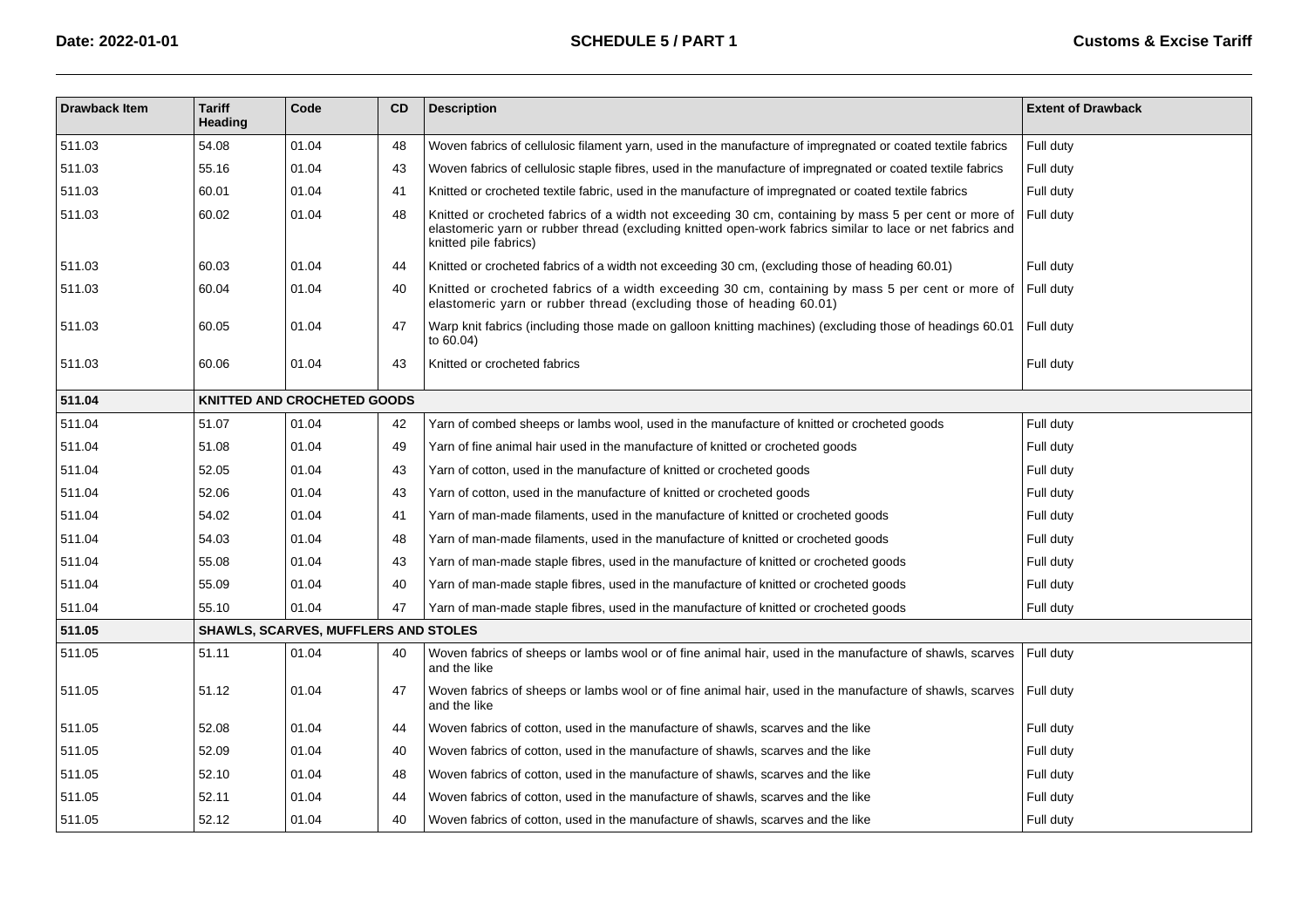| Drawback Item | Tariff Heading | Code | CD | Description | Extent of Drawback |
|---|---|---|---|---|---|
| 511.03 | 54.08 | 01.04 | 48 | Woven fabrics of cellulosic filament yarn, used in the manufacture of impregnated or coated textile fabrics | Full duty |
| 511.03 | 55.16 | 01.04 | 43 | Woven fabrics of cellulosic staple fibres, used in the manufacture of impregnated or coated textile fabrics | Full duty |
| 511.03 | 60.01 | 01.04 | 41 | Knitted or crocheted textile fabric, used in the manufacture of impregnated or coated textile fabrics | Full duty |
| 511.03 | 60.02 | 01.04 | 48 | Knitted or crocheted fabrics of a width not exceeding 30 cm, containing by mass 5 per cent or more of elastomeric yarn or rubber thread (excluding knitted open-work fabrics similar to lace or net fabrics and knitted pile fabrics) | Full duty |
| 511.03 | 60.03 | 01.04 | 44 | Knitted or crocheted fabrics of a width not exceeding 30 cm, (excluding those of heading 60.01) | Full duty |
| 511.03 | 60.04 | 01.04 | 40 | Knitted or crocheted fabrics of a width exceeding 30 cm, containing by mass 5 per cent or more of elastomeric yarn or rubber thread (excluding those of heading 60.01) | Full duty |
| 511.03 | 60.05 | 01.04 | 47 | Warp knit fabrics (including those made on galloon knitting machines) (excluding those of headings 60.01 to 60.04) | Full duty |
| 511.03 | 60.06 | 01.04 | 43 | Knitted or crocheted fabrics | Full duty |
| **511.04** | **KNITTED AND CROCHETED GOODS** | | | | |
| 511.04 | 51.07 | 01.04 | 42 | Yarn of combed sheeps or lambs wool, used in the manufacture of knitted or crocheted goods | Full duty |
| 511.04 | 51.08 | 01.04 | 49 | Yarn of fine animal hair used in the manufacture of knitted or crocheted goods | Full duty |
| 511.04 | 52.05 | 01.04 | 43 | Yarn of cotton, used in the manufacture of knitted or crocheted goods | Full duty |
| 511.04 | 52.06 | 01.04 | 43 | Yarn of cotton, used in the manufacture of knitted or crocheted goods | Full duty |
| 511.04 | 54.02 | 01.04 | 41 | Yarn of man-made filaments, used in the manufacture of knitted or crocheted goods | Full duty |
| 511.04 | 54.03 | 01.04 | 48 | Yarn of man-made filaments, used in the manufacture of knitted or crocheted goods | Full duty |
| 511.04 | 55.08 | 01.04 | 43 | Yarn of man-made staple fibres, used in the manufacture of knitted or crocheted goods | Full duty |
| 511.04 | 55.09 | 01.04 | 40 | Yarn of man-made staple fibres, used in the manufacture of knitted or crocheted goods | Full duty |
| 511.04 | 55.10 | 01.04 | 47 | Yarn of man-made staple fibres, used in the manufacture of knitted or crocheted goods | Full duty |
| **511.05** | **SHAWLS, SCARVES, MUFFLERS AND STOLES** | | | | |
| 511.05 | 51.11 | 01.04 | 40 | Woven fabrics of sheeps or lambs wool or of fine animal hair, used in the manufacture of shawls, scarves and the like | Full duty |
| 511.05 | 51.12 | 01.04 | 47 | Woven fabrics of sheeps or lambs wool or of fine animal hair, used in the manufacture of shawls, scarves and the like | Full duty |
| 511.05 | 52.08 | 01.04 | 44 | Woven fabrics of cotton, used in the manufacture of shawls, scarves and the like | Full duty |
| 511.05 | 52.09 | 01.04 | 40 | Woven fabrics of cotton, used in the manufacture of shawls, scarves and the like | Full duty |
| 511.05 | 52.10 | 01.04 | 48 | Woven fabrics of cotton, used in the manufacture of shawls, scarves and the like | Full duty |
| 511.05 | 52.11 | 01.04 | 44 | Woven fabrics of cotton, used in the manufacture of shawls, scarves and the like | Full duty |
| 511.05 | 52.12 | 01.04 | 40 | Woven fabrics of cotton, used in the manufacture of shawls, scarves and the like | Full duty |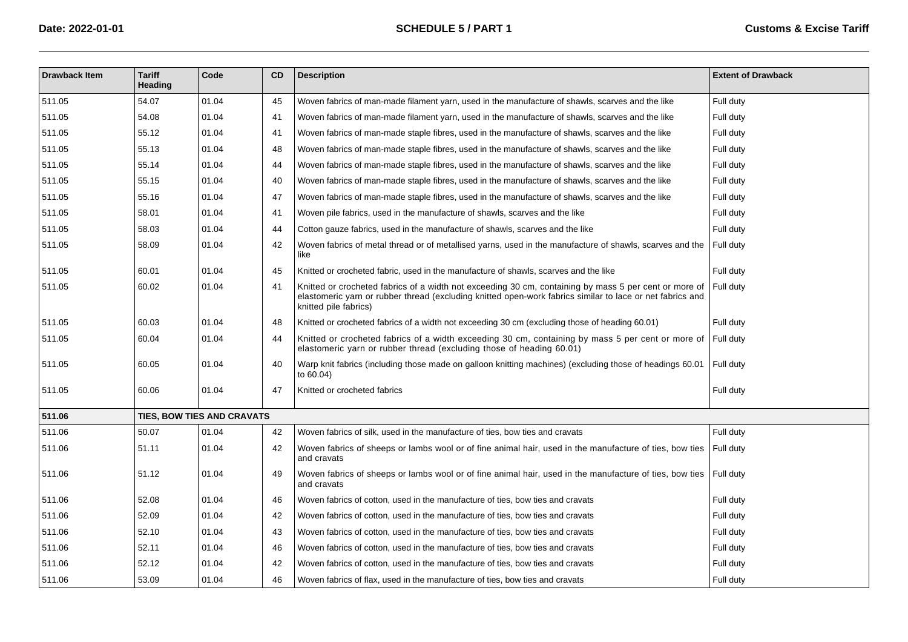| Drawback Item | Tariff Heading | Code | CD | Description | Extent of Drawback |
|---|---|---|---|---|---|
| 511.05 | 54.07 | 01.04 | 45 | Woven fabrics of man-made filament yarn, used in the manufacture of shawls, scarves and the like | Full duty |
| 511.05 | 54.08 | 01.04 | 41 | Woven fabrics of man-made filament yarn, used in the manufacture of shawls, scarves and the like | Full duty |
| 511.05 | 55.12 | 01.04 | 41 | Woven fabrics of man-made staple fibres, used in the manufacture of shawls, scarves and the like | Full duty |
| 511.05 | 55.13 | 01.04 | 48 | Woven fabrics of man-made staple fibres, used in the manufacture of shawls, scarves and the like | Full duty |
| 511.05 | 55.14 | 01.04 | 44 | Woven fabrics of man-made staple fibres, used in the manufacture of shawls, scarves and the like | Full duty |
| 511.05 | 55.15 | 01.04 | 40 | Woven fabrics of man-made staple fibres, used in the manufacture of shawls, scarves and the like | Full duty |
| 511.05 | 55.16 | 01.04 | 47 | Woven fabrics of man-made staple fibres, used in the manufacture of shawls, scarves and the like | Full duty |
| 511.05 | 58.01 | 01.04 | 41 | Woven pile fabrics, used in the manufacture of shawls, scarves and the like | Full duty |
| 511.05 | 58.03 | 01.04 | 44 | Cotton gauze fabrics, used in the manufacture of shawls, scarves and the like | Full duty |
| 511.05 | 58.09 | 01.04 | 42 | Woven fabrics of metal thread or of metallised yarns, used in the manufacture of shawls, scarves and the like | Full duty |
| 511.05 | 60.01 | 01.04 | 45 | Knitted or crocheted fabric, used in the manufacture of shawls, scarves and the like | Full duty |
| 511.05 | 60.02 | 01.04 | 41 | Knitted or crocheted fabrics of a width not exceeding 30 cm, containing by mass 5 per cent or more of elastomeric yarn or rubber thread (excluding knitted open-work fabrics similar to lace or net fabrics and knitted pile fabrics) | Full duty |
| 511.05 | 60.03 | 01.04 | 48 | Knitted or crocheted fabrics of a width not exceeding 30 cm (excluding those of heading 60.01) | Full duty |
| 511.05 | 60.04 | 01.04 | 44 | Knitted or crocheted fabrics of a width exceeding 30 cm, containing by mass 5 per cent or more of elastomeric yarn or rubber thread (excluding those of heading 60.01) | Full duty |
| 511.05 | 60.05 | 01.04 | 40 | Warp knit fabrics (including those made on galloon knitting machines) (excluding those of headings 60.01 to 60.04) | Full duty |
| 511.05 | 60.06 | 01.04 | 47 | Knitted or crocheted fabrics | Full duty |
| **511.06** | **TIES, BOW TIES AND CRAVATS** | | | | |
| 511.06 | 50.07 | 01.04 | 42 | Woven fabrics of silk, used in the manufacture of ties, bow ties and cravats | Full duty |
| 511.06 | 51.11 | 01.04 | 42 | Woven fabrics of sheeps or lambs wool or of fine animal hair, used in the manufacture of ties, bow ties and cravats | Full duty |
| 511.06 | 51.12 | 01.04 | 49 | Woven fabrics of sheeps or lambs wool or of fine animal hair, used in the manufacture of ties, bow ties and cravats | Full duty |
| 511.06 | 52.08 | 01.04 | 46 | Woven fabrics of cotton, used in the manufacture of ties, bow ties and cravats | Full duty |
| 511.06 | 52.09 | 01.04 | 42 | Woven fabrics of cotton, used in the manufacture of ties, bow ties and cravats | Full duty |
| 511.06 | 52.10 | 01.04 | 43 | Woven fabrics of cotton, used in the manufacture of ties, bow ties and cravats | Full duty |
| 511.06 | 52.11 | 01.04 | 46 | Woven fabrics of cotton, used in the manufacture of ties, bow ties and cravats | Full duty |
| 511.06 | 52.12 | 01.04 | 42 | Woven fabrics of cotton, used in the manufacture of ties, bow ties and cravats | Full duty |
| 511.06 | 53.09 | 01.04 | 46 | Woven fabrics of flax, used in the manufacture of ties, bow ties and cravats | Full duty |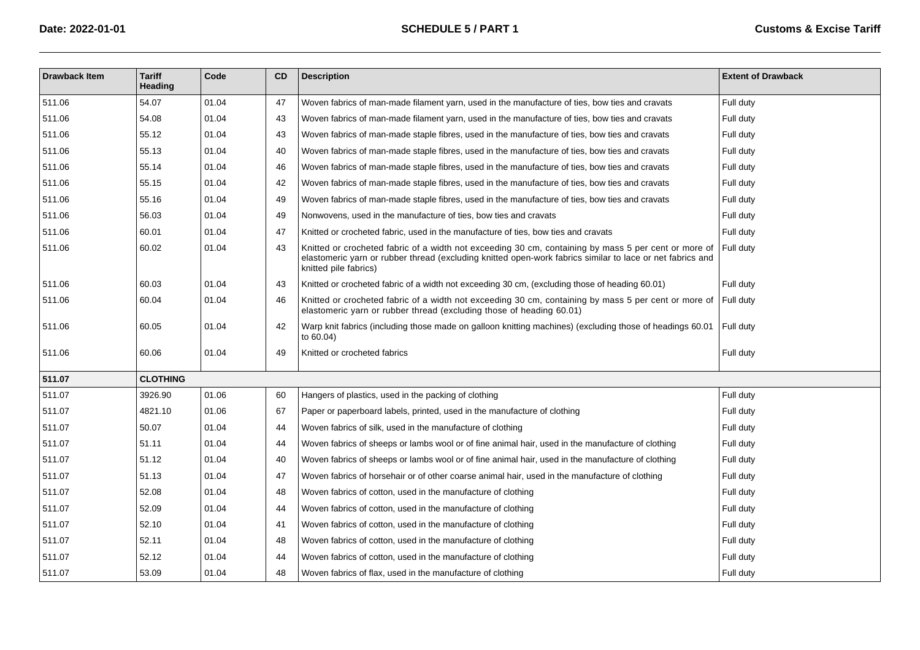| Drawback Item | Tariff Heading | Code | CD | Description | Extent of Drawback |
|---|---|---|---|---|---|
| 511.06 | 54.07 | 01.04 | 47 | Woven fabrics of man-made filament yarn, used in the manufacture of ties, bow ties and cravats | Full duty |
| 511.06 | 54.08 | 01.04 | 43 | Woven fabrics of man-made filament yarn, used in the manufacture of ties, bow ties and cravats | Full duty |
| 511.06 | 55.12 | 01.04 | 43 | Woven fabrics of man-made staple fibres, used in the manufacture of ties, bow ties and cravats | Full duty |
| 511.06 | 55.13 | 01.04 | 40 | Woven fabrics of man-made staple fibres, used in the manufacture of ties, bow ties and cravats | Full duty |
| 511.06 | 55.14 | 01.04 | 46 | Woven fabrics of man-made staple fibres, used in the manufacture of ties, bow ties and cravats | Full duty |
| 511.06 | 55.15 | 01.04 | 42 | Woven fabrics of man-made staple fibres, used in the manufacture of ties, bow ties and cravats | Full duty |
| 511.06 | 55.16 | 01.04 | 49 | Woven fabrics of man-made staple fibres, used in the manufacture of ties, bow ties and cravats | Full duty |
| 511.06 | 56.03 | 01.04 | 49 | Nonwovens, used in the manufacture of ties, bow ties and cravats | Full duty |
| 511.06 | 60.01 | 01.04 | 47 | Knitted or crocheted fabric, used in the manufacture of ties, bow ties and cravats | Full duty |
| 511.06 | 60.02 | 01.04 | 43 | Knitted or crocheted fabric of a width not exceeding 30 cm, containing by mass 5 per cent or more of elastomeric yarn or rubber thread (excluding knitted open-work fabrics similar to lace or net fabrics and knitted pile fabrics) | Full duty |
| 511.06 | 60.03 | 01.04 | 43 | Knitted or crocheted fabric of a width not exceeding 30 cm, (excluding those of heading 60.01) | Full duty |
| 511.06 | 60.04 | 01.04 | 46 | Knitted or crocheted fabric of a width not exceeding 30 cm, containing by mass 5 per cent or more of elastomeric yarn or rubber thread (excluding those of heading 60.01) | Full duty |
| 511.06 | 60.05 | 01.04 | 42 | Warp knit fabrics (including those made on galloon knitting machines) (excluding those of headings 60.01 to 60.04) | Full duty |
| 511.06 | 60.06 | 01.04 | 49 | Knitted or crocheted fabrics | Full duty |
| **511.07** | **CLOTHING** | | | | |
| 511.07 | 3926.90 | 01.06 | 60 | Hangers of plastics, used in the packing of clothing | Full duty |
| 511.07 | 4821.10 | 01.06 | 67 | Paper or paperboard labels, printed, used in the manufacture of clothing | Full duty |
| 511.07 | 50.07 | 01.04 | 44 | Woven fabrics of silk, used in the manufacture of clothing | Full duty |
| 511.07 | 51.11 | 01.04 | 44 | Woven fabrics of sheeps or lambs wool or of fine animal hair, used in the manufacture of clothing | Full duty |
| 511.07 | 51.12 | 01.04 | 40 | Woven fabrics of sheeps or lambs wool or of fine animal hair, used in the manufacture of clothing | Full duty |
| 511.07 | 51.13 | 01.04 | 47 | Woven fabrics of horsehair or of other coarse animal hair, used in the manufacture of clothing | Full duty |
| 511.07 | 52.08 | 01.04 | 48 | Woven fabrics of cotton, used in the manufacture of clothing | Full duty |
| 511.07 | 52.09 | 01.04 | 44 | Woven fabrics of cotton, used in the manufacture of clothing | Full duty |
| 511.07 | 52.10 | 01.04 | 41 | Woven fabrics of cotton, used in the manufacture of clothing | Full duty |
| 511.07 | 52.11 | 01.04 | 48 | Woven fabrics of cotton, used in the manufacture of clothing | Full duty |
| 511.07 | 52.12 | 01.04 | 44 | Woven fabrics of cotton, used in the manufacture of clothing | Full duty |
| 511.07 | 53.09 | 01.04 | 48 | Woven fabrics of flax, used in the manufacture of clothing | Full duty |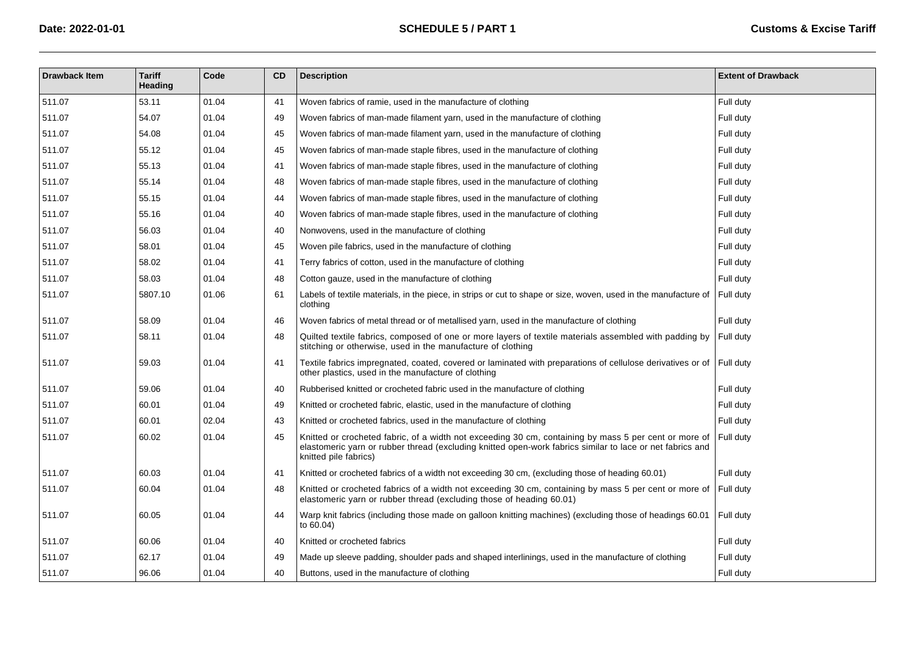| Drawback Item | Tariff Heading | Code | CD | Description | Extent of Drawback |
|---|---|---|---|---|---|
| 511.07 | 53.11 | 01.04 | 41 | Woven fabrics of ramie, used in the manufacture of clothing | Full duty |
| 511.07 | 54.07 | 01.04 | 49 | Woven fabrics of man-made filament yarn, used in the manufacture of clothing | Full duty |
| 511.07 | 54.08 | 01.04 | 45 | Woven fabrics of man-made filament yarn, used in the manufacture of clothing | Full duty |
| 511.07 | 55.12 | 01.04 | 45 | Woven fabrics of man-made staple fibres, used in the manufacture of clothing | Full duty |
| 511.07 | 55.13 | 01.04 | 41 | Woven fabrics of man-made staple fibres, used in the manufacture of clothing | Full duty |
| 511.07 | 55.14 | 01.04 | 48 | Woven fabrics of man-made staple fibres, used in the manufacture of clothing | Full duty |
| 511.07 | 55.15 | 01.04 | 44 | Woven fabrics of man-made staple fibres, used in the manufacture of clothing | Full duty |
| 511.07 | 55.16 | 01.04 | 40 | Woven fabrics of man-made staple fibres, used in the manufacture of clothing | Full duty |
| 511.07 | 56.03 | 01.04 | 40 | Nonwovens, used in the manufacture of clothing | Full duty |
| 511.07 | 58.01 | 01.04 | 45 | Woven pile fabrics, used in the manufacture of clothing | Full duty |
| 511.07 | 58.02 | 01.04 | 41 | Terry fabrics of cotton, used in the manufacture of clothing | Full duty |
| 511.07 | 58.03 | 01.04 | 48 | Cotton gauze, used in the manufacture of clothing | Full duty |
| 511.07 | 5807.10 | 01.06 | 61 | Labels of textile materials, in the piece, in strips or cut to shape or size, woven, used in the manufacture of clothing | Full duty |
| 511.07 | 58.09 | 01.04 | 46 | Woven fabrics of metal thread or of metallised yarn, used in the manufacture of clothing | Full duty |
| 511.07 | 58.11 | 01.04 | 48 | Quilted textile fabrics, composed of one or more layers of textile materials assembled with padding by stitching or otherwise, used in the manufacture of clothing | Full duty |
| 511.07 | 59.03 | 01.04 | 41 | Textile fabrics impregnated, coated, covered or laminated with preparations of cellulose derivatives or of other plastics, used in the manufacture of clothing | Full duty |
| 511.07 | 59.06 | 01.04 | 40 | Rubberised knitted or crocheted fabric used in the manufacture of clothing | Full duty |
| 511.07 | 60.01 | 01.04 | 49 | Knitted or crocheted fabric, elastic, used in the manufacture of clothing | Full duty |
| 511.07 | 60.01 | 02.04 | 43 | Knitted or crocheted fabrics, used in the manufacture of clothing | Full duty |
| 511.07 | 60.02 | 01.04 | 45 | Knitted or crocheted fabric, of a width not exceeding 30 cm, containing by mass 5 per cent or more of elastomeric yarn or rubber thread (excluding knitted open-work fabrics similar to lace or net fabrics and knitted pile fabrics) | Full duty |
| 511.07 | 60.03 | 01.04 | 41 | Knitted or crocheted fabrics of a width not exceeding 30 cm, (excluding those of heading 60.01) | Full duty |
| 511.07 | 60.04 | 01.04 | 48 | Knitted or crocheted fabrics of a width not exceeding 30 cm, containing by mass 5 per cent or more of elastomeric yarn or rubber thread (excluding those of heading 60.01) | Full duty |
| 511.07 | 60.05 | 01.04 | 44 | Warp knit fabrics (including those made on galloon knitting machines) (excluding those of headings 60.01 to 60.04) | Full duty |
| 511.07 | 60.06 | 01.04 | 40 | Knitted or crocheted fabrics | Full duty |
| 511.07 | 62.17 | 01.04 | 49 | Made up sleeve padding, shoulder pads and shaped interlinings, used in the manufacture of clothing | Full duty |
| 511.07 | 96.06 | 01.04 | 40 | Buttons, used in the manufacture of clothing | Full duty |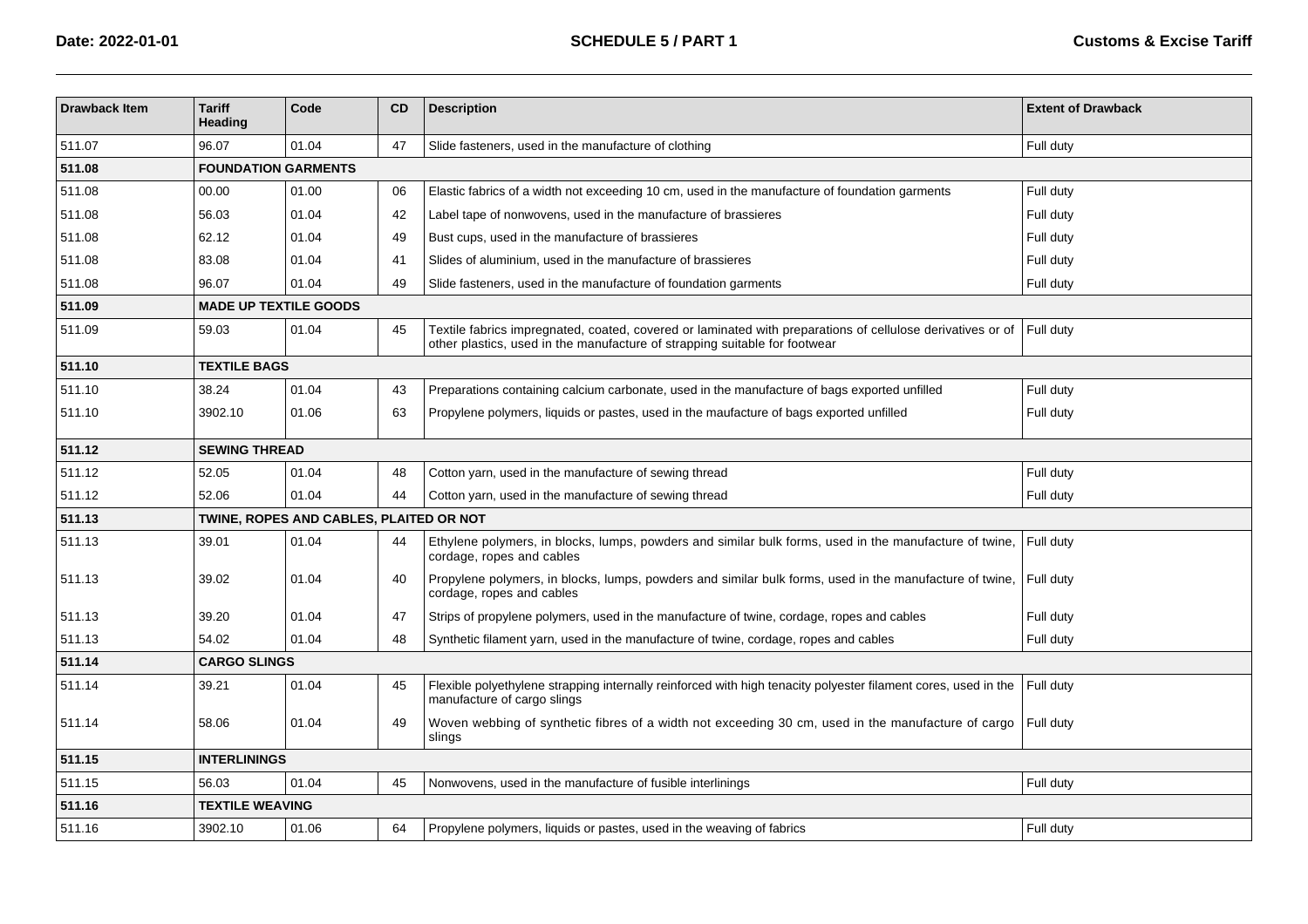| Drawback Item | Tariff Heading | Code | CD | Description | Extent of Drawback |
|---|---|---|---|---|---|
| 511.07 | 96.07 | 01.04 | 47 | Slide fasteners, used in the manufacture of clothing | Full duty |
| **511.08** | **FOUNDATION GARMENTS** | | | | |
| 511.08 | 00.00 | 01.00 | 06 | Elastic fabrics of a width not exceeding 10 cm, used in the manufacture of foundation garments | Full duty |
| 511.08 | 56.03 | 01.04 | 42 | Label tape of nonwovens, used in the manufacture of brassieres | Full duty |
| 511.08 | 62.12 | 01.04 | 49 | Bust cups, used in the manufacture of brassieres | Full duty |
| 511.08 | 83.08 | 01.04 | 41 | Slides of aluminium, used in the manufacture of brassieres | Full duty |
| 511.08 | 96.07 | 01.04 | 49 | Slide fasteners, used in the manufacture of foundation garments | Full duty |
| **511.09** | **MADE UP TEXTILE GOODS** | | | | |
| 511.09 | 59.03 | 01.04 | 45 | Textile fabrics impregnated, coated, covered or laminated with preparations of cellulose derivatives or of other plastics, used in the manufacture of strapping suitable for footwear | Full duty |
| **511.10** | **TEXTILE BAGS** | | | | |
| 511.10 | 38.24 | 01.04 | 43 | Preparations containing calcium carbonate, used in the manufacture of bags exported unfilled | Full duty |
| 511.10 | 3902.10 | 01.06 | 63 | Propylene polymers, liquids or pastes, used in the maufacture of bags exported unfilled | Full duty |
| **511.12** | **SEWING THREAD** | | | | |
| 511.12 | 52.05 | 01.04 | 48 | Cotton yarn, used in the manufacture of sewing thread | Full duty |
| 511.12 | 52.06 | 01.04 | 44 | Cotton yarn, used in the manufacture of sewing thread | Full duty |
| **511.13** | **TWINE, ROPES AND CABLES, PLAITED OR NOT** | | | | |
| 511.13 | 39.01 | 01.04 | 44 | Ethylene polymers, in blocks, lumps, powders and similar bulk forms, used in the manufacture of twine, cordage, ropes and cables | Full duty |
| 511.13 | 39.02 | 01.04 | 40 | Propylene polymers, in blocks, lumps, powders and similar bulk forms, used in the manufacture of twine, cordage, ropes and cables | Full duty |
| 511.13 | 39.20 | 01.04 | 47 | Strips of propylene polymers, used in the manufacture of twine, cordage, ropes and cables | Full duty |
| 511.13 | 54.02 | 01.04 | 48 | Synthetic filament yarn, used in the manufacture of twine, cordage, ropes and cables | Full duty |
| **511.14** | **CARGO SLINGS** | | | | |
| 511.14 | 39.21 | 01.04 | 45 | Flexible polyethylene strapping internally reinforced with high tenacity polyester filament cores, used in the manufacture of cargo slings | Full duty |
| 511.14 | 58.06 | 01.04 | 49 | Woven webbing of synthetic fibres of a width not exceeding 30 cm, used in the manufacture of cargo slings | Full duty |
| **511.15** | **INTERLININGS** | | | | |
| 511.15 | 56.03 | 01.04 | 45 | Nonwovens, used in the manufacture of fusible interlinings | Full duty |
| **511.16** | **TEXTILE WEAVING** | | | | |
| 511.16 | 3902.10 | 01.06 | 64 | Propylene polymers, liquids or pastes, used in the weaving of fabrics | Full duty |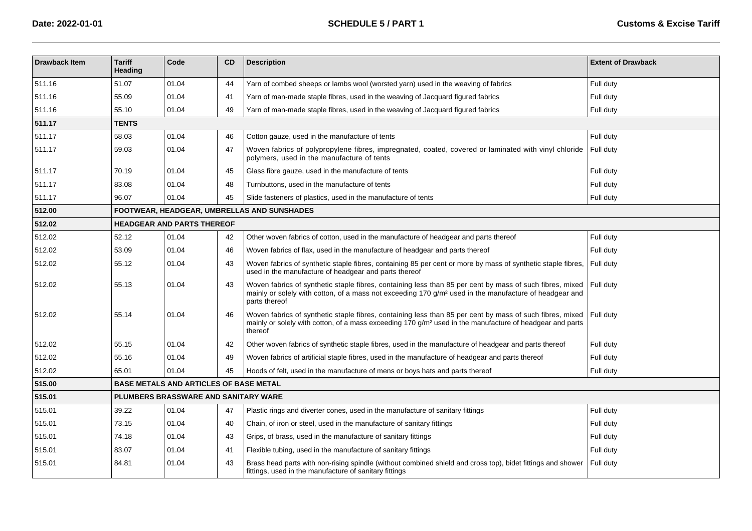| Drawback Item | Tariff Heading | Code | CD | Description | Extent of Drawback |
|---|---|---|---|---|---|
| 511.16 | 51.07 | 01.04 | 44 | Yarn of combed sheeps or lambs wool (worsted yarn) used in the weaving of fabrics | Full duty |
| 511.16 | 55.09 | 01.04 | 41 | Yarn of man-made staple fibres, used in the weaving of Jacquard figured fabrics | Full duty |
| 511.16 | 55.10 | 01.04 | 49 | Yarn of man-made staple fibres, used in the weaving of Jacquard figured fabrics | Full duty |
| **511.17** | **TENTS** | | | | |
| 511.17 | 58.03 | 01.04 | 46 | Cotton gauze, used in the manufacture of tents | Full duty |
| 511.17 | 59.03 | 01.04 | 47 | Woven fabrics of polypropylene fibres, impregnated, coated, covered or laminated with vinyl chloride polymers, used in the manufacture of tents | Full duty |
| 511.17 | 70.19 | 01.04 | 45 | Glass fibre gauze, used in the manufacture of tents | Full duty |
| 511.17 | 83.08 | 01.04 | 48 | Turnbuttons, used in the manufacture of tents | Full duty |
| 511.17 | 96.07 | 01.04 | 45 | Slide fasteners of plastics, used in the manufacture of tents | Full duty |
| **512.00** | **FOOTWEAR, HEADGEAR, UMBRELLAS AND SUNSHADES** | | | | |
| **512.02** | **HEADGEAR AND PARTS THEREOF** | | | | |
| 512.02 | 52.12 | 01.04 | 42 | Other woven fabrics of cotton, used in the manufacture of headgear and parts thereof | Full duty |
| 512.02 | 53.09 | 01.04 | 46 | Woven fabrics of flax, used in the manufacture of headgear and parts thereof | Full duty |
| 512.02 | 55.12 | 01.04 | 43 | Woven fabrics of synthetic staple fibres, containing 85 per cent or more by mass of synthetic staple fibres, used in the manufacture of headgear and parts thereof | Full duty |
| 512.02 | 55.13 | 01.04 | 43 | Woven fabrics of synthetic staple fibres, containing less than 85 per cent by mass of such fibres, mixed mainly or solely with cotton, of a mass not exceeding 170 g/m² used in the manufacture of headgear and parts thereof | Full duty |
| 512.02 | 55.14 | 01.04 | 46 | Woven fabrics of synthetic staple fibres, containing less than 85 per cent by mass of such fibres, mixed mainly or solely with cotton, of a mass exceeding 170 g/m² used in the manufacture of headgear and parts thereof | Full duty |
| 512.02 | 55.15 | 01.04 | 42 | Other woven fabrics of synthetic staple fibres, used in the manufacture of headgear and parts thereof | Full duty |
| 512.02 | 55.16 | 01.04 | 49 | Woven fabrics of artificial staple fibres, used in the manufacture of headgear and parts thereof | Full duty |
| 512.02 | 65.01 | 01.04 | 45 | Hoods of felt, used in the manufacture of mens or boys hats and parts thereof | Full duty |
| **515.00** | **BASE METALS AND ARTICLES OF BASE METAL** | | | | |
| **515.01** | **PLUMBERS BRASSWARE AND SANITARY WARE** | | | | |
| 515.01 | 39.22 | 01.04 | 47 | Plastic rings and diverter cones, used in the manufacture of sanitary fittings | Full duty |
| 515.01 | 73.15 | 01.04 | 40 | Chain, of iron or steel, used in the manufacture of sanitary fittings | Full duty |
| 515.01 | 74.18 | 01.04 | 43 | Grips, of brass, used in the manufacture of sanitary fittings | Full duty |
| 515.01 | 83.07 | 01.04 | 41 | Flexible tubing, used in the manufacture of sanitary fittings | Full duty |
| 515.01 | 84.81 | 01.04 | 43 | Brass head parts with non-rising spindle (without combined shield and cross top), bidet fittings and shower fittings, used in the manufacture of sanitary fittings | Full duty |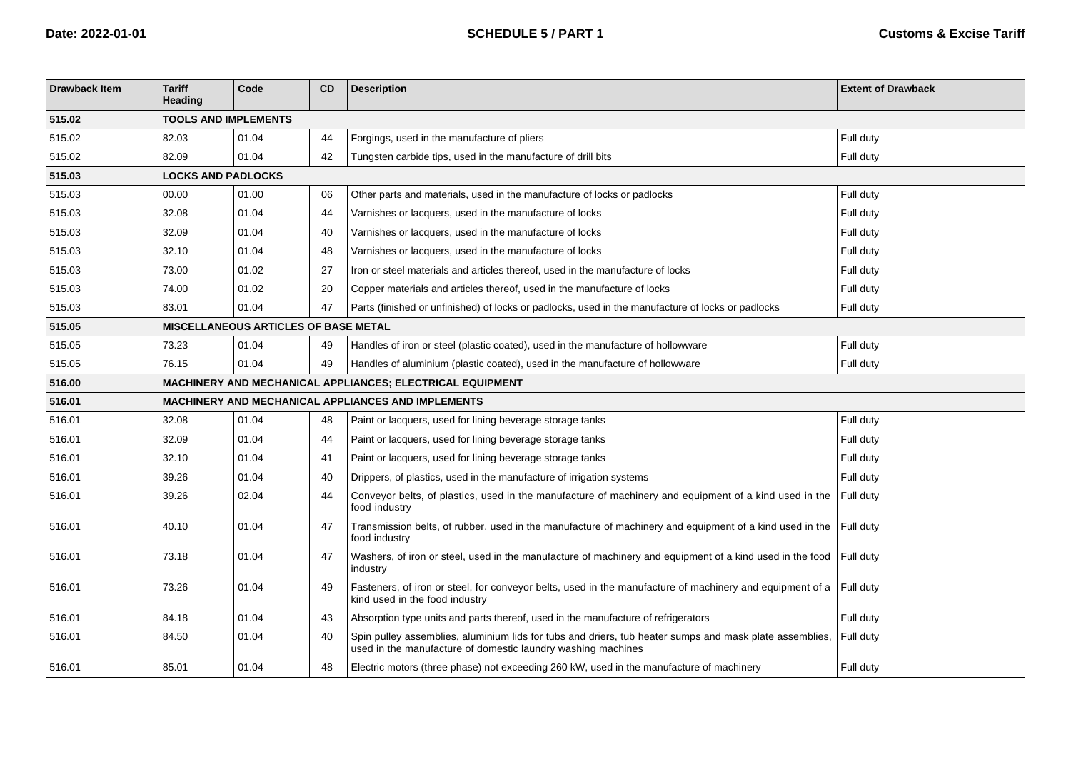| Drawback Item | Tariff Heading | Code | CD | Description | Extent of Drawback |
|---|---|---|---|---|---|
| **515.02** | **TOOLS AND IMPLEMENTS** | | | | |
| 515.02 | 82.03 | 01.04 | 44 | Forgings, used in the manufacture of pliers | Full duty |
| 515.02 | 82.09 | 01.04 | 42 | Tungsten carbide tips, used in the manufacture of drill bits | Full duty |
| **515.03** | **LOCKS AND PADLOCKS** | | | | |
| 515.03 | 00.00 | 01.00 | 06 | Other parts and materials, used in the manufacture of locks or padlocks | Full duty |
| 515.03 | 32.08 | 01.04 | 44 | Varnishes or lacquers, used in the manufacture of locks | Full duty |
| 515.03 | 32.09 | 01.04 | 40 | Varnishes or lacquers, used in the manufacture of locks | Full duty |
| 515.03 | 32.10 | 01.04 | 48 | Varnishes or lacquers, used in the manufacture of locks | Full duty |
| 515.03 | 73.00 | 01.02 | 27 | Iron or steel materials and articles thereof, used in the manufacture of locks | Full duty |
| 515.03 | 74.00 | 01.02 | 20 | Copper materials and articles thereof, used in the manufacture of locks | Full duty |
| 515.03 | 83.01 | 01.04 | 47 | Parts (finished or unfinished) of locks or padlocks, used in the manufacture of locks or padlocks | Full duty |
| **515.05** | **MISCELLANEOUS ARTICLES OF BASE METAL** | | | | |
| 515.05 | 73.23 | 01.04 | 49 | Handles of iron or steel (plastic coated), used in the manufacture of hollowware | Full duty |
| 515.05 | 76.15 | 01.04 | 49 | Handles of aluminium (plastic coated), used in the manufacture of hollowware | Full duty |
| **516.00** | **MACHINERY AND MECHANICAL APPLIANCES; ELECTRICAL EQUIPMENT** | | | | |
| **516.01** | **MACHINERY AND MECHANICAL APPLIANCES AND IMPLEMENTS** | | | | |
| 516.01 | 32.08 | 01.04 | 48 | Paint or lacquers, used for lining beverage storage tanks | Full duty |
| 516.01 | 32.09 | 01.04 | 44 | Paint or lacquers, used for lining beverage storage tanks | Full duty |
| 516.01 | 32.10 | 01.04 | 41 | Paint or lacquers, used for lining beverage storage tanks | Full duty |
| 516.01 | 39.26 | 01.04 | 40 | Drippers, of plastics, used in the manufacture of irrigation systems | Full duty |
| 516.01 | 39.26 | 02.04 | 44 | Conveyor belts, of plastics, used in the manufacture of machinery and equipment of a kind used in the food industry | Full duty |
| 516.01 | 40.10 | 01.04 | 47 | Transmission belts, of rubber, used in the manufacture of machinery and equipment of a kind used in the food industry | Full duty |
| 516.01 | 73.18 | 01.04 | 47 | Washers, of iron or steel, used in the manufacture of machinery and equipment of a kind used in the food industry | Full duty |
| 516.01 | 73.26 | 01.04 | 49 | Fasteners, of iron or steel, for conveyor belts, used in the manufacture of machinery and equipment of a kind used in the food industry | Full duty |
| 516.01 | 84.18 | 01.04 | 43 | Absorption type units and parts thereof, used in the manufacture of refrigerators | Full duty |
| 516.01 | 84.50 | 01.04 | 40 | Spin pulley assemblies, aluminium lids for tubs and driers, tub heater sumps and mask plate assemblies, used in the manufacture of domestic laundry washing machines | Full duty |
| 516.01 | 85.01 | 01.04 | 48 | Electric motors (three phase) not exceeding 260 kW, used in the manufacture of machinery | Full duty |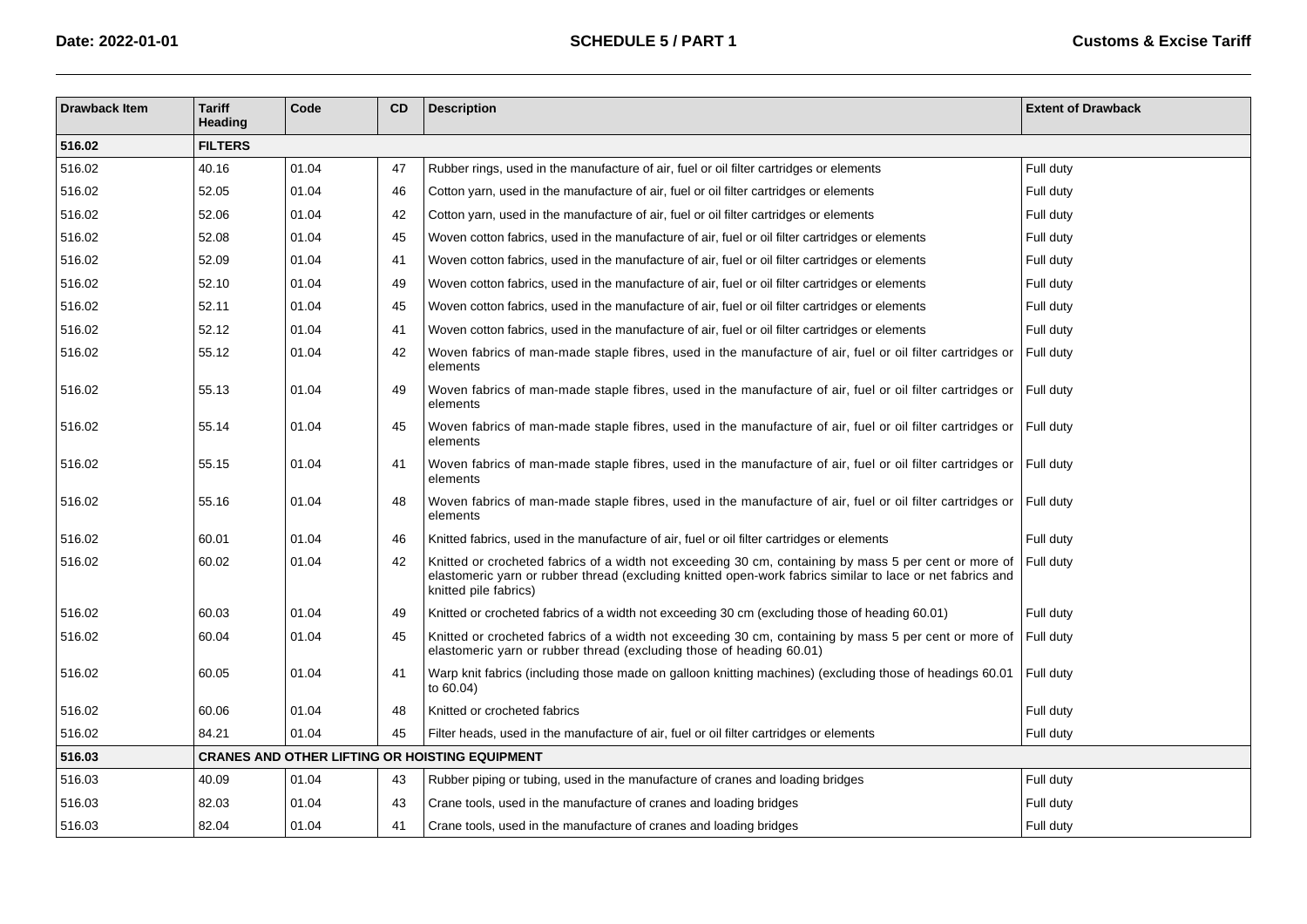| Drawback Item | Tariff Heading | Code | CD | Description | Extent of Drawback |
|---|---|---|---|---|---|
| **516.02** | **FILTERS** | | | | |
| 516.02 | 40.16 | 01.04 | 47 | Rubber rings, used in the manufacture of air, fuel or oil filter cartridges or elements | Full duty |
| 516.02 | 52.05 | 01.04 | 46 | Cotton yarn, used in the manufacture of air, fuel or oil filter cartridges or elements | Full duty |
| 516.02 | 52.06 | 01.04 | 42 | Cotton yarn, used in the manufacture of air, fuel or oil filter cartridges or elements | Full duty |
| 516.02 | 52.08 | 01.04 | 45 | Woven cotton fabrics, used in the manufacture of air, fuel or oil filter cartridges or elements | Full duty |
| 516.02 | 52.09 | 01.04 | 41 | Woven cotton fabrics, used in the manufacture of air, fuel or oil filter cartridges or elements | Full duty |
| 516.02 | 52.10 | 01.04 | 49 | Woven cotton fabrics, used in the manufacture of air, fuel or oil filter cartridges or elements | Full duty |
| 516.02 | 52.11 | 01.04 | 45 | Woven cotton fabrics, used in the manufacture of air, fuel or oil filter cartridges or elements | Full duty |
| 516.02 | 52.12 | 01.04 | 41 | Woven cotton fabrics, used in the manufacture of air, fuel or oil filter cartridges or elements | Full duty |
| 516.02 | 55.12 | 01.04 | 42 | Woven fabrics of man-made staple fibres, used in the manufacture of air, fuel or oil filter cartridges or elements | Full duty |
| 516.02 | 55.13 | 01.04 | 49 | Woven fabrics of man-made staple fibres, used in the manufacture of air, fuel or oil filter cartridges or elements | Full duty |
| 516.02 | 55.14 | 01.04 | 45 | Woven fabrics of man-made staple fibres, used in the manufacture of air, fuel or oil filter cartridges or elements | Full duty |
| 516.02 | 55.15 | 01.04 | 41 | Woven fabrics of man-made staple fibres, used in the manufacture of air, fuel or oil filter cartridges or elements | Full duty |
| 516.02 | 55.16 | 01.04 | 48 | Woven fabrics of man-made staple fibres, used in the manufacture of air, fuel or oil filter cartridges or elements | Full duty |
| 516.02 | 60.01 | 01.04 | 46 | Knitted fabrics, used in the manufacture of air, fuel or oil filter cartridges or elements | Full duty |
| 516.02 | 60.02 | 01.04 | 42 | Knitted or crocheted fabrics of a width not exceeding 30 cm, containing by mass 5 per cent or more of elastomeric yarn or rubber thread (excluding knitted open-work fabrics similar to lace or net fabrics and knitted pile fabrics) | Full duty |
| 516.02 | 60.03 | 01.04 | 49 | Knitted or crocheted fabrics of a width not exceeding 30 cm (excluding those of heading 60.01) | Full duty |
| 516.02 | 60.04 | 01.04 | 45 | Knitted or crocheted fabrics of a width not exceeding 30 cm, containing by mass 5 per cent or more of elastomeric yarn or rubber thread (excluding those of heading 60.01) | Full duty |
| 516.02 | 60.05 | 01.04 | 41 | Warp knit fabrics (including those made on galloon knitting machines) (excluding those of headings 60.01 to 60.04) | Full duty |
| 516.02 | 60.06 | 01.04 | 48 | Knitted or crocheted fabrics | Full duty |
| 516.02 | 84.21 | 01.04 | 45 | Filter heads, used in the manufacture of air, fuel or oil filter cartridges or elements | Full duty |
| **516.03** | **CRANES AND OTHER LIFTING OR HOISTING EQUIPMENT** | | | | |
| 516.03 | 40.09 | 01.04 | 43 | Rubber piping or tubing, used in the manufacture of cranes and loading bridges | Full duty |
| 516.03 | 82.03 | 01.04 | 43 | Crane tools, used in the manufacture of cranes and loading bridges | Full duty |
| 516.03 | 82.04 | 01.04 | 41 | Crane tools, used in the manufacture of cranes and loading bridges | Full duty |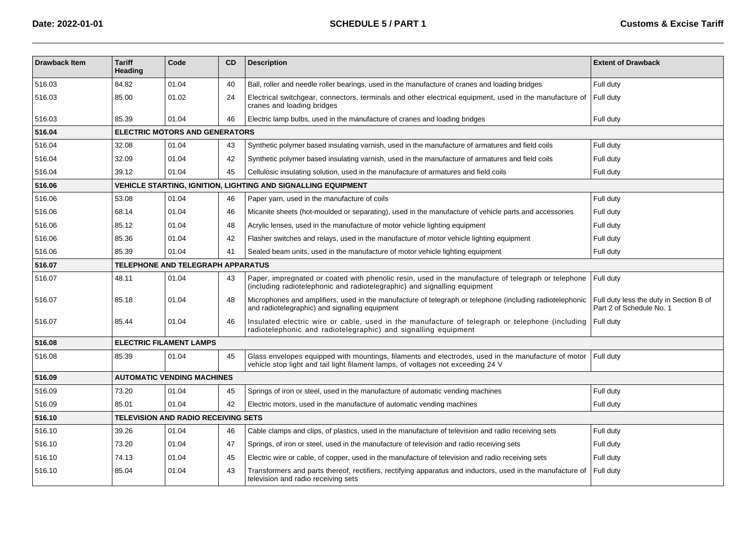| Drawback Item | Tariff Heading | Code | CD | Description | Extent of Drawback |
|---|---|---|---|---|---|
| 516.03 | 84.82 | 01.04 | 40 | Ball, roller and needle roller bearings, used in the manufacture of cranes and loading bridges | Full duty |
| 516.03 | 85.00 | 01.02 | 24 | Electrical switchgear, connectors, terminals and other electrical equipment, used in the manufacture of cranes and loading bridges | Full duty |
| 516.03 | 85.39 | 01.04 | 46 | Electric lamp bulbs, used in the manufacture of cranes and loading bridges | Full duty |
| **516.04** | **ELECTRIC MOTORS AND GENERATORS** | | | | |
| 516.04 | 32.08 | 01.04 | 43 | Synthetic polymer based insulating varnish, used in the manufacture of armatures and field coils | Full duty |
| 516.04 | 32.09 | 01.04 | 42 | Synthetic polymer based insulating varnish, used in the manufacture of armatures and field coils | Full duty |
| 516.04 | 39.12 | 01.04 | 45 | Cellulosic insulating solution, used in the manufacture of armatures and field coils | Full duty |
| **516.06** | **VEHICLE STARTING, IGNITION, LIGHTING AND SIGNALLING EQUIPMENT** | | | | |
| 516.06 | 53.08 | 01.04 | 46 | Paper yarn, used in the manufacture of coils | Full duty |
| 516.06 | 68.14 | 01.04 | 46 | Micanite sheets (hot-moulded or separating), used in the manufacture of vehicle parts and accessories | Full duty |
| 516.06 | 85.12 | 01.04 | 48 | Acrylic lenses, used in the manufacture of motor vehicle lighting equipment | Full duty |
| 516.06 | 85.36 | 01.04 | 42 | Flasher switches and relays, used in the manufacture of motor vehicle lighting equipment | Full duty |
| 516.06 | 85.39 | 01.04 | 41 | Sealed beam units, used in the manufacture of motor vehicle lighting equipment | Full duty |
| **516.07** | **TELEPHONE AND TELEGRAPH APPARATUS** | | | | |
| 516.07 | 48.11 | 01.04 | 43 | Paper, impregnated or coated with phenolic resin, used in the manufacture of telegraph or telephone (including radiotelephonic and radiotelegraphic) and signalling equipment | Full duty |
| 516.07 | 85.18 | 01.04 | 48 | Microphones and amplifiers, used in the manufacture of telegraph or telephone (including radiotelephonic and radiotelegraphic) and signalling equipment | Full duty less the duty in Section B of Part 2 of Schedule No. 1 |
| 516.07 | 85.44 | 01.04 | 46 | Insulated electric wire or cable, used in the manufacture of telegraph or telephone (including radiotelephonic and radiotelegraphic) and signalling equipment | Full duty |
| **516.08** | **ELECTRIC FILAMENT LAMPS** | | | | |
| 516.08 | 85.39 | 01.04 | 45 | Glass envelopes equipped with mountings, filaments and electrodes, used in the manufacture of motor vehicle stop light and tail light filament lamps, of voltages not exceeding 24 V | Full duty |
| **516.09** | **AUTOMATIC VENDING MACHINES** | | | | |
| 516.09 | 73.20 | 01.04 | 45 | Springs of iron or steel, used in the manufacture of automatic vending machines | Full duty |
| 516.09 | 85.01 | 01.04 | 42 | Electric motors, used in the manufacture of automatic vending machines | Full duty |
| **516.10** | **TELEVISION AND RADIO RECEIVING SETS** | | | | |
| 516.10 | 39.26 | 01.04 | 46 | Cable clamps and clips, of plastics, used in the manufacture of television and radio receiving sets | Full duty |
| 516.10 | 73.20 | 01.04 | 47 | Springs, of iron or steel, used in the manufacture of television and radio receiving sets | Full duty |
| 516.10 | 74.13 | 01.04 | 45 | Electric wire or cable, of copper, used in the manufacture of television and radio receiving sets | Full duty |
| 516.10 | 85.04 | 01.04 | 43 | Transformers and parts thereof, rectifiers, rectifying apparatus and inductors, used in the manufacture of television and radio receiving sets | Full duty |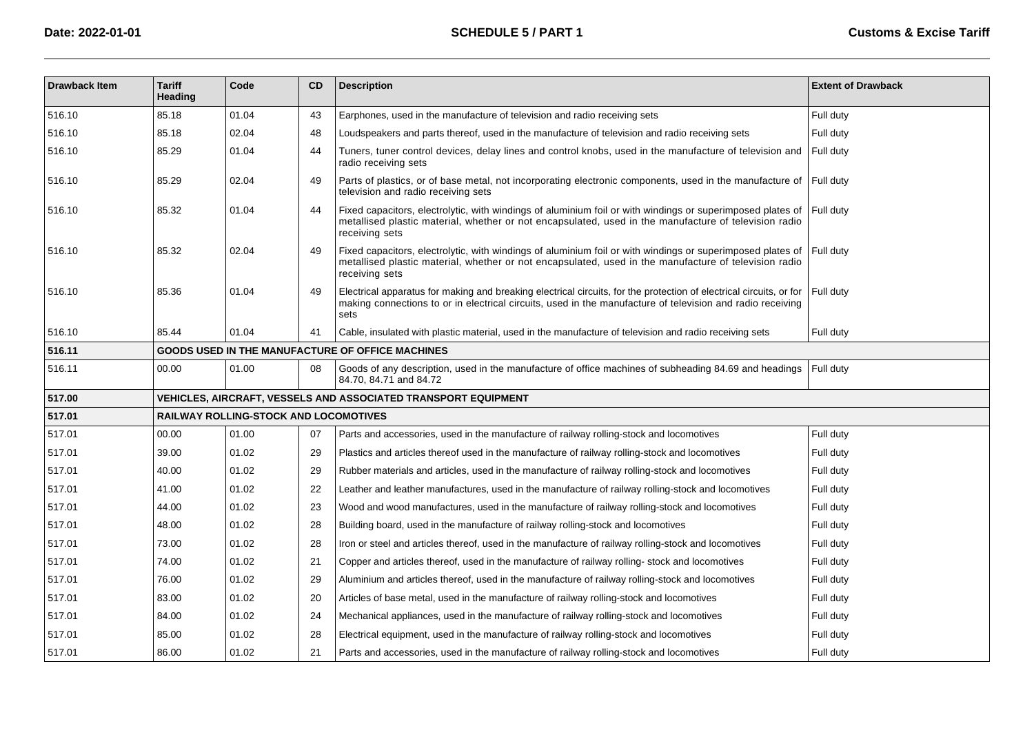| Drawback Item | Tariff Heading | Code | CD | Description | Extent of Drawback |
|---|---|---|---|---|---|
| 516.10 | 85.18 | 01.04 | 43 | Earphones, used in the manufacture of television and radio receiving sets | Full duty |
| 516.10 | 85.18 | 02.04 | 48 | Loudspeakers and parts thereof, used in the manufacture of television and radio receiving sets | Full duty |
| 516.10 | 85.29 | 01.04 | 44 | Tuners, tuner control devices, delay lines and control knobs, used in the manufacture of television and radio receiving sets | Full duty |
| 516.10 | 85.29 | 02.04 | 49 | Parts of plastics, or of base metal, not incorporating electronic components, used in the manufacture of television and radio receiving sets | Full duty |
| 516.10 | 85.32 | 01.04 | 44 | Fixed capacitors, electrolytic, with windings of aluminium foil or with windings or superimposed plates of metallised plastic material, whether or not encapsulated, used in the manufacture of television radio receiving sets | Full duty |
| 516.10 | 85.32 | 02.04 | 49 | Fixed capacitors, electrolytic, with windings of aluminium foil or with windings or superimposed plates of metallised plastic material, whether or not encapsulated, used in the manufacture of television radio receiving sets | Full duty |
| 516.10 | 85.36 | 01.04 | 49 | Electrical apparatus for making and breaking electrical circuits, for the protection of electrical circuits, or for making connections to or in electrical circuits, used in the manufacture of television and radio receiving sets | Full duty |
| 516.10 | 85.44 | 01.04 | 41 | Cable, insulated with plastic material, used in the manufacture of television and radio receiving sets | Full duty |
| **516.11** | **GOODS USED IN THE MANUFACTURE OF OFFICE MACHINES** | | | | |
| 516.11 | 00.00 | 01.00 | 08 | Goods of any description, used in the manufacture of office machines of subheading 84.69 and headings 84.70, 84.71 and 84.72 | Full duty |
| **517.00** | **VEHICLES, AIRCRAFT, VESSELS AND ASSOCIATED TRANSPORT EQUIPMENT** | | | | |
| **517.01** | **RAILWAY ROLLING-STOCK AND LOCOMOTIVES** | | | | |
| 517.01 | 00.00 | 01.00 | 07 | Parts and accessories, used in the manufacture of railway rolling-stock and locomotives | Full duty |
| 517.01 | 39.00 | 01.02 | 29 | Plastics and articles thereof used in the manufacture of railway rolling-stock and locomotives | Full duty |
| 517.01 | 40.00 | 01.02 | 29 | Rubber materials and articles, used in the manufacture of railway rolling-stock and locomotives | Full duty |
| 517.01 | 41.00 | 01.02 | 22 | Leather and leather manufactures, used in the manufacture of railway rolling-stock and locomotives | Full duty |
| 517.01 | 44.00 | 01.02 | 23 | Wood and wood manufactures, used in the manufacture of railway rolling-stock and locomotives | Full duty |
| 517.01 | 48.00 | 01.02 | 28 | Building board, used in the manufacture of railway rolling-stock and locomotives | Full duty |
| 517.01 | 73.00 | 01.02 | 28 | Iron or steel and articles thereof, used in the manufacture of railway rolling-stock and locomotives | Full duty |
| 517.01 | 74.00 | 01.02 | 21 | Copper and articles thereof, used in the manufacture of railway rolling- stock and locomotives | Full duty |
| 517.01 | 76.00 | 01.02 | 29 | Aluminium and articles thereof, used in the manufacture of railway rolling-stock and locomotives | Full duty |
| 517.01 | 83.00 | 01.02 | 20 | Articles of base metal, used in the manufacture of railway rolling-stock and locomotives | Full duty |
| 517.01 | 84.00 | 01.02 | 24 | Mechanical appliances, used in the manufacture of railway rolling-stock and locomotives | Full duty |
| 517.01 | 85.00 | 01.02 | 28 | Electrical equipment, used in the manufacture of railway rolling-stock and locomotives | Full duty |
| 517.01 | 86.00 | 01.02 | 21 | Parts and accessories, used in the manufacture of railway rolling-stock and locomotives | Full duty |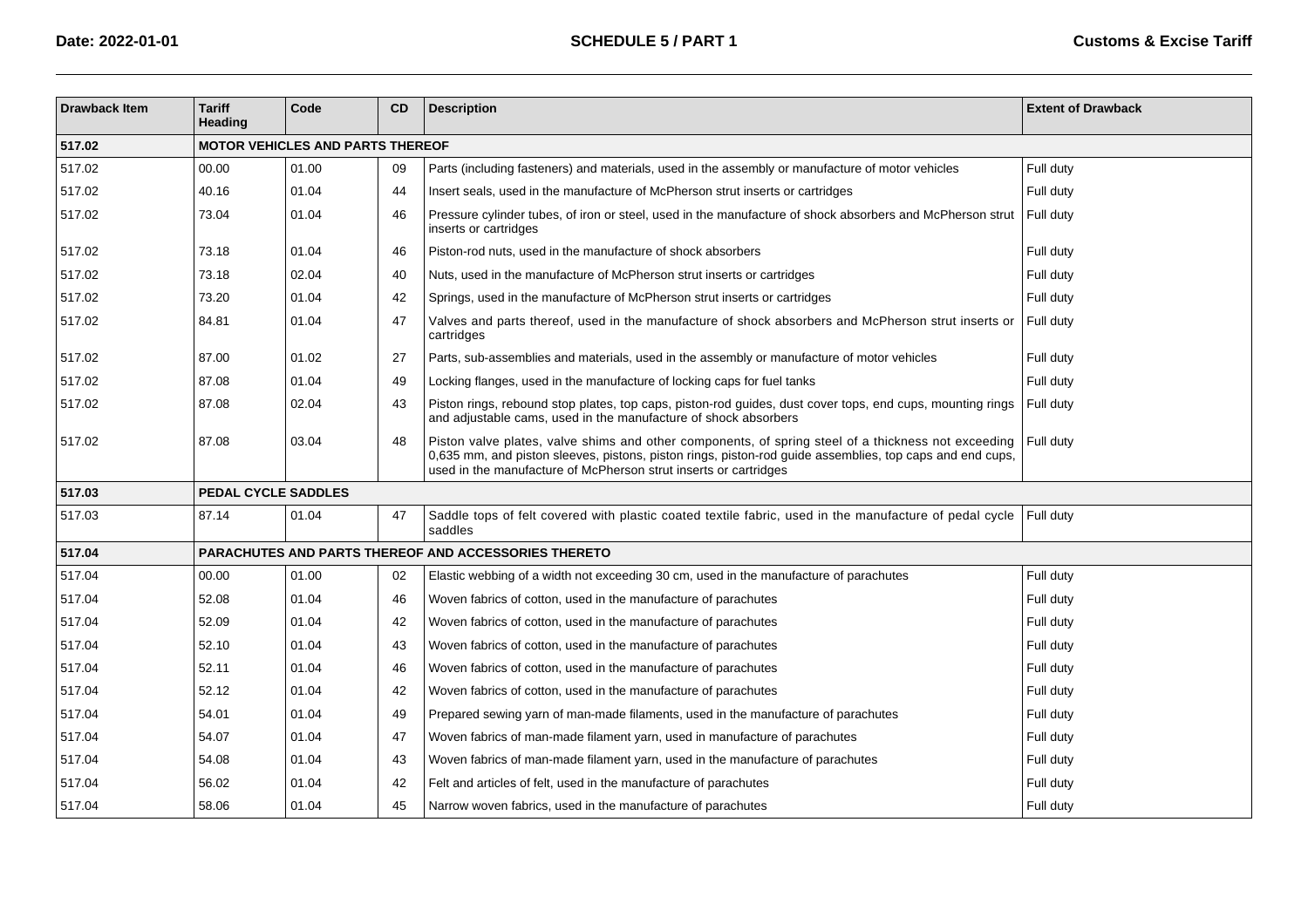| Drawback Item | Tariff Heading | Code | CD | Description | Extent of Drawback |
|---|---|---|---|---|---|
| **517.02** | **MOTOR VEHICLES AND PARTS THEREOF** | | | | |
| 517.02 | 00.00 | 01.00 | 09 | Parts (including fasteners) and materials, used in the assembly or manufacture of motor vehicles | Full duty |
| 517.02 | 40.16 | 01.04 | 44 | Insert seals, used in the manufacture of McPherson strut inserts or cartridges | Full duty |
| 517.02 | 73.04 | 01.04 | 46 | Pressure cylinder tubes, of iron or steel, used in the manufacture of shock absorbers and McPherson strut inserts or cartridges | Full duty |
| 517.02 | 73.18 | 01.04 | 46 | Piston-rod nuts, used in the manufacture of shock absorbers | Full duty |
| 517.02 | 73.18 | 02.04 | 40 | Nuts, used in the manufacture of McPherson strut inserts or cartridges | Full duty |
| 517.02 | 73.20 | 01.04 | 42 | Springs, used in the manufacture of McPherson strut inserts or cartridges | Full duty |
| 517.02 | 84.81 | 01.04 | 47 | Valves and parts thereof, used in the manufacture of shock absorbers and McPherson strut inserts or cartridges | Full duty |
| 517.02 | 87.00 | 01.02 | 27 | Parts, sub-assemblies and materials, used in the assembly or manufacture of motor vehicles | Full duty |
| 517.02 | 87.08 | 01.04 | 49 | Locking flanges, used in the manufacture of locking caps for fuel tanks | Full duty |
| 517.02 | 87.08 | 02.04 | 43 | Piston rings, rebound stop plates, top caps, piston-rod guides, dust cover tops, end cups, mounting rings and adjustable cams, used in the manufacture of shock absorbers | Full duty |
| 517.02 | 87.08 | 03.04 | 48 | Piston valve plates, valve shims and other components, of spring steel of a thickness not exceeding 0,635 mm, and piston sleeves, pistons, piston rings, piston-rod guide assemblies, top caps and end cups, used in the manufacture of McPherson strut inserts or cartridges | Full duty |
| **517.03** | **PEDAL CYCLE SADDLES** | | | | |
| 517.03 | 87.14 | 01.04 | 47 | Saddle tops of felt covered with plastic coated textile fabric, used in the manufacture of pedal cycle saddles | Full duty |
| **517.04** | **PARACHUTES AND PARTS THEREOF AND ACCESSORIES THERETO** | | | | |
| 517.04 | 00.00 | 01.00 | 02 | Elastic webbing of a width not exceeding 30 cm, used in the manufacture of parachutes | Full duty |
| 517.04 | 52.08 | 01.04 | 46 | Woven fabrics of cotton, used in the manufacture of parachutes | Full duty |
| 517.04 | 52.09 | 01.04 | 42 | Woven fabrics of cotton, used in the manufacture of parachutes | Full duty |
| 517.04 | 52.10 | 01.04 | 43 | Woven fabrics of cotton, used in the manufacture of parachutes | Full duty |
| 517.04 | 52.11 | 01.04 | 46 | Woven fabrics of cotton, used in the manufacture of parachutes | Full duty |
| 517.04 | 52.12 | 01.04 | 42 | Woven fabrics of cotton, used in the manufacture of parachutes | Full duty |
| 517.04 | 54.01 | 01.04 | 49 | Prepared sewing yarn of man-made filaments, used in the manufacture of parachutes | Full duty |
| 517.04 | 54.07 | 01.04 | 47 | Woven fabrics of man-made filament yarn, used in manufacture of parachutes | Full duty |
| 517.04 | 54.08 | 01.04 | 43 | Woven fabrics of man-made filament yarn, used in the manufacture of parachutes | Full duty |
| 517.04 | 56.02 | 01.04 | 42 | Felt and articles of felt, used in the manufacture of parachutes | Full duty |
| 517.04 | 58.06 | 01.04 | 45 | Narrow woven fabrics, used in the manufacture of parachutes | Full duty |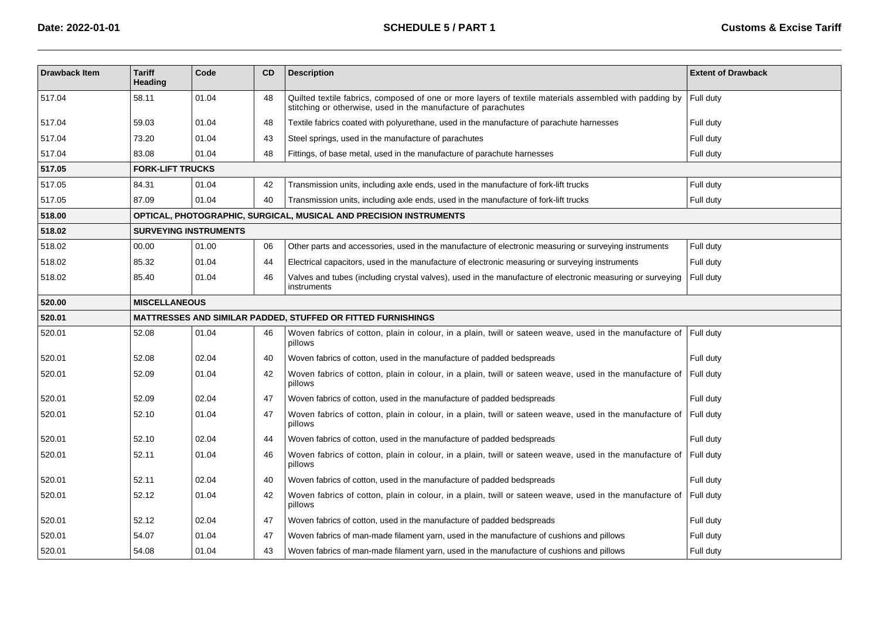| Drawback Item | Tariff Heading | Code | CD | Description | Extent of Drawback |
|---|---|---|---|---|---|
| 517.04 | 58.11 | 01.04 | 48 | Quilted textile fabrics, composed of one or more layers of textile materials assembled with padding by stitching or otherwise, used in the manufacture of parachutes | Full duty |
| 517.04 | 59.03 | 01.04 | 48 | Textile fabrics coated with polyurethane, used in the manufacture of parachute harnesses | Full duty |
| 517.04 | 73.20 | 01.04 | 43 | Steel springs, used in the manufacture of parachutes | Full duty |
| 517.04 | 83.08 | 01.04 | 48 | Fittings, of base metal, used in the manufacture of parachute harnesses | Full duty |
| **517.05** | **FORK-LIFT TRUCKS** | | | | |
| 517.05 | 84.31 | 01.04 | 42 | Transmission units, including axle ends, used in the manufacture of fork-lift trucks | Full duty |
| 517.05 | 87.09 | 01.04 | 40 | Transmission units, including axle ends, used in the manufacture of fork-lift trucks | Full duty |
| **518.00** | **OPTICAL, PHOTOGRAPHIC, SURGICAL, MUSICAL AND PRECISION INSTRUMENTS** | | | | |
| **518.02** | **SURVEYING INSTRUMENTS** | | | | |
| 518.02 | 00.00 | 01.00 | 06 | Other parts and accessories, used in the manufacture of electronic measuring or surveying instruments | Full duty |
| 518.02 | 85.32 | 01.04 | 44 | Electrical capacitors, used in the manufacture of electronic measuring or surveying instruments | Full duty |
| 518.02 | 85.40 | 01.04 | 46 | Valves and tubes (including crystal valves), used in the manufacture of electronic measuring or surveying instruments | Full duty |
| **520.00** | **MISCELLANEOUS** | | | | |
| **520.01** | **MATTRESSES AND SIMILAR PADDED, STUFFED OR FITTED FURNISHINGS** | | | | |
| 520.01 | 52.08 | 01.04 | 46 | Woven fabrics of cotton, plain in colour, in a plain, twill or sateen weave, used in the manufacture of pillows | Full duty |
| 520.01 | 52.08 | 02.04 | 40 | Woven fabrics of cotton, used in the manufacture of padded bedspreads | Full duty |
| 520.01 | 52.09 | 01.04 | 42 | Woven fabrics of cotton, plain in colour, in a plain, twill or sateen weave, used in the manufacture of pillows | Full duty |
| 520.01 | 52.09 | 02.04 | 47 | Woven fabrics of cotton, used in the manufacture of padded bedspreads | Full duty |
| 520.01 | 52.10 | 01.04 | 47 | Woven fabrics of cotton, plain in colour, in a plain, twill or sateen weave, used in the manufacture of pillows | Full duty |
| 520.01 | 52.10 | 02.04 | 44 | Woven fabrics of cotton, used in the manufacture of padded bedspreads | Full duty |
| 520.01 | 52.11 | 01.04 | 46 | Woven fabrics of cotton, plain in colour, in a plain, twill or sateen weave, used in the manufacture of pillows | Full duty |
| 520.01 | 52.11 | 02.04 | 40 | Woven fabrics of cotton, used in the manufacture of padded bedspreads | Full duty |
| 520.01 | 52.12 | 01.04 | 42 | Woven fabrics of cotton, plain in colour, in a plain, twill or sateen weave, used in the manufacture of pillows | Full duty |
| 520.01 | 52.12 | 02.04 | 47 | Woven fabrics of cotton, used in the manufacture of padded bedspreads | Full duty |
| 520.01 | 54.07 | 01.04 | 47 | Woven fabrics of man-made filament yarn, used in the manufacture of cushions and pillows | Full duty |
| 520.01 | 54.08 | 01.04 | 43 | Woven fabrics of man-made filament yarn, used in the manufacture of cushions and pillows | Full duty |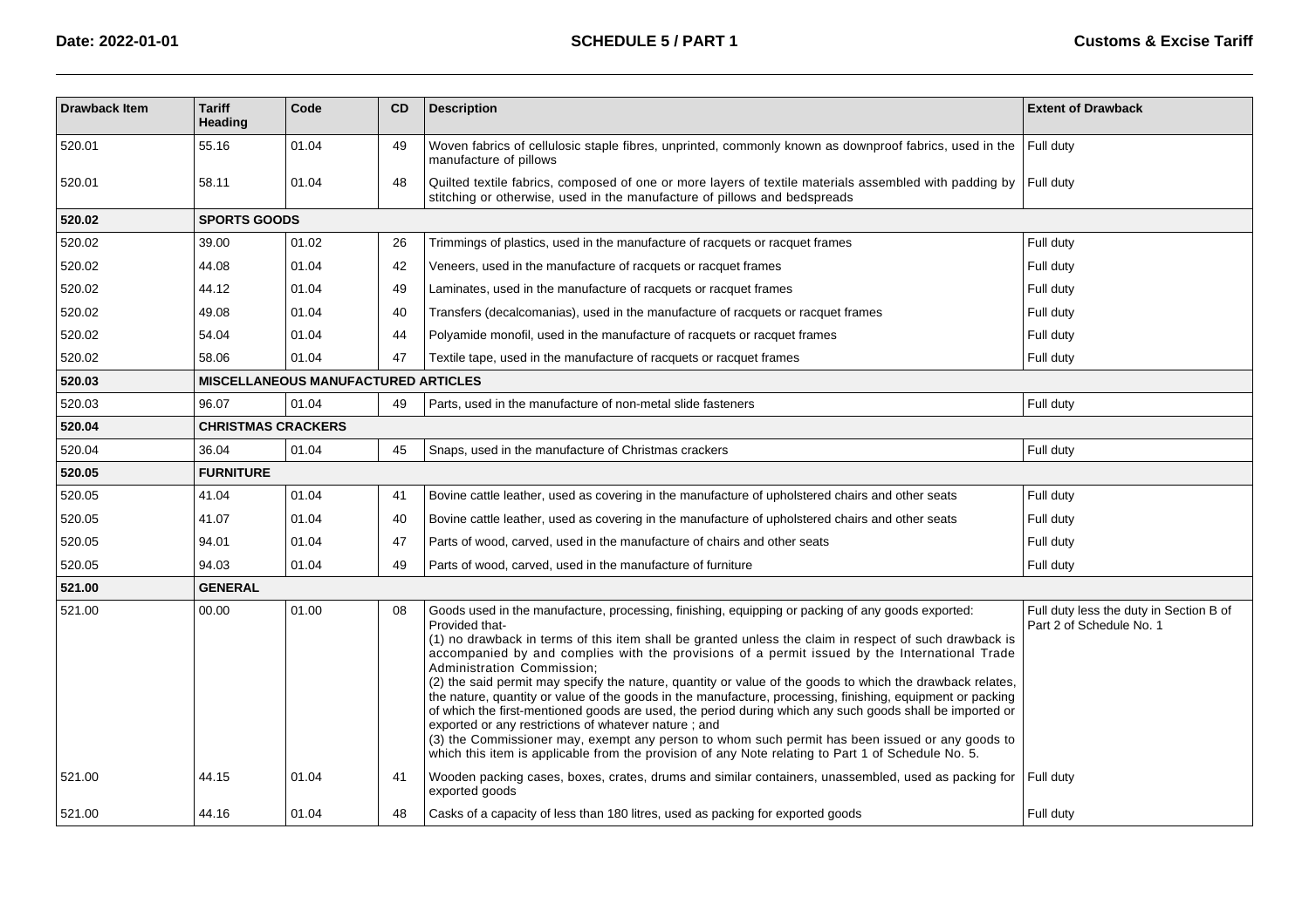| Drawback Item | Tariff Heading | Code | CD | Description | Extent of Drawback |
|---|---|---|---|---|---|
| 520.01 | 55.16 | 01.04 | 49 | Woven fabrics of cellulosic staple fibres, unprinted, commonly known as downproof fabrics, used in the manufacture of pillows | Full duty |
| 520.01 | 58.11 | 01.04 | 48 | Quilted textile fabrics, composed of one or more layers of textile materials assembled with padding by stitching or otherwise, used in the manufacture of pillows and bedspreads | Full duty |
| **520.02** | **SPORTS GOODS** | | | | |
| 520.02 | 39.00 | 01.02 | 26 | Trimmings of plastics, used in the manufacture of racquets or racquet frames | Full duty |
| 520.02 | 44.08 | 01.04 | 42 | Veneers, used in the manufacture of racquets or racquet frames | Full duty |
| 520.02 | 44.12 | 01.04 | 49 | Laminates, used in the manufacture of racquets or racquet frames | Full duty |
| 520.02 | 49.08 | 01.04 | 40 | Transfers (decalcomanias), used in the manufacture of racquets or racquet frames | Full duty |
| 520.02 | 54.04 | 01.04 | 44 | Polyamide monofil, used in the manufacture of racquets or racquet frames | Full duty |
| 520.02 | 58.06 | 01.04 | 47 | Textile tape, used in the manufacture of racquets or racquet frames | Full duty |
| **520.03** | **MISCELLANEOUS MANUFACTURED ARTICLES** | | | | |
| 520.03 | 96.07 | 01.04 | 49 | Parts, used in the manufacture of non-metal slide fasteners | Full duty |
| **520.04** | **CHRISTMAS CRACKERS** | | | | |
| 520.04 | 36.04 | 01.04 | 45 | Snaps, used in the manufacture of Christmas crackers | Full duty |
| **520.05** | **FURNITURE** | | | | |
| 520.05 | 41.04 | 01.04 | 41 | Bovine cattle leather, used as covering in the manufacture of upholstered chairs and other seats | Full duty |
| 520.05 | 41.07 | 01.04 | 40 | Bovine cattle leather, used as covering in the manufacture of upholstered chairs and other seats | Full duty |
| 520.05 | 94.01 | 01.04 | 47 | Parts of wood, carved, used in the manufacture of chairs and other seats | Full duty |
| 520.05 | 94.03 | 01.04 | 49 | Parts of wood, carved, used in the manufacture of furniture | Full duty |
| **521.00** | **GENERAL** | | | | |
| 521.00 | 00.00 | 01.00 | 08 | Goods used in the manufacture, processing, finishing, equipping or packing of any goods exported: Provided that- (1) no drawback in terms of this item shall be granted unless the claim in respect of such drawback is accompanied by and complies with the provisions of a permit issued by the International Trade Administration Commission; (2) the said permit may specify the nature, quantity or value of the goods to which the drawback relates, the nature, quantity or value of the goods in the manufacture, processing, finishing, equipment or packing of which the first-mentioned goods are used, the period during which any such goods shall be imported or exported or any restrictions of whatever nature ; and (3) the Commissioner may, exempt any person to whom such permit has been issued or any goods to which this item is applicable from the provision of any Note relating to Part 1 of Schedule No. 5. | Full duty less the duty in Section B of Part 2 of Schedule No. 1 |
| 521.00 | 44.15 | 01.04 | 41 | Wooden packing cases, boxes, crates, drums and similar containers, unassembled, used as packing for exported goods | Full duty |
| 521.00 | 44.16 | 01.04 | 48 | Casks of a capacity of less than 180 litres, used as packing for exported goods | Full duty |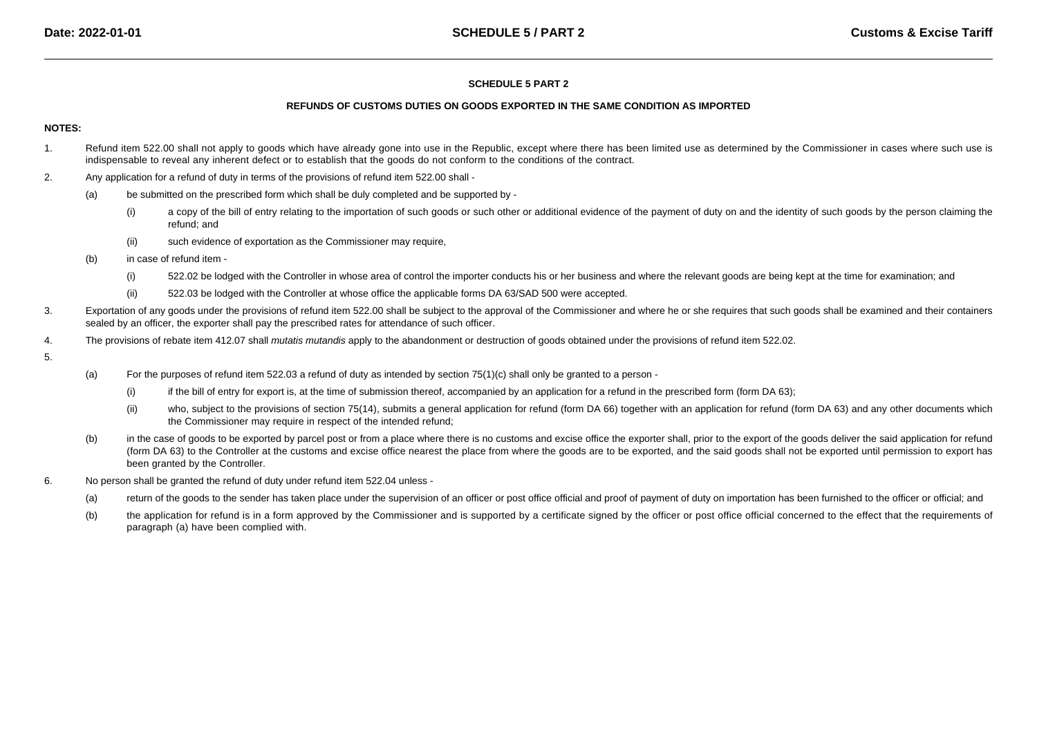## SCHEDULE 5 PART 2

### REFUNDS OF CUSTOMS DUTIES ON GOODS EXPORTED IN THE SAME CONDITION AS IMPORTED

**NOTES:**

1. Refund item 522.00 shall not apply to goods which have already gone into use in the Republic, except where there has been limited use as determined by the Commissioner in cases where such use is indispensable to reveal any inherent defect or to establish that the goods do not conform to the conditions of the contract.

2. Any application for a refund of duty in terms of the provisions of refund item 522.00 shall -

   (a) be submitted on the prescribed form which shall be duly completed and be supported by -

      (i) a copy of the bill of entry relating to the importation of such goods or such other or additional evidence of the payment of duty on and the identity of such goods by the person claiming the refund; and

      (ii) such evidence of exportation as the Commissioner may require,

   (b) in case of refund item -

      (i) 522.02 be lodged with the Controller in whose area of control the importer conducts his or her business and where the relevant goods are being kept at the time for examination; and

      (ii) 522.03 be lodged with the Controller at whose office the applicable forms DA 63/SAD 500 were accepted.

3. Exportation of any goods under the provisions of refund item 522.00 shall be subject to the approval of the Commissioner and where he or she requires that such goods shall be examined and their containers sealed by an officer, the exporter shall pay the prescribed rates for attendance of such officer.

4. The provisions of rebate item 412.07 shall *mutatis mutandis* apply to the abandonment or destruction of goods obtained under the provisions of refund item 522.02.

5.

   (a) For the purposes of refund item 522.03 a refund of duty as intended by section 75(1)(c) shall only be granted to a person -

      (i) if the bill of entry for export is, at the time of submission thereof, accompanied by an application for a refund in the prescribed form (form DA 63);

      (ii) who, subject to the provisions of section 75(14), submits a general application for refund (form DA 66) together with an application for refund (form DA 63) and any other documents which the Commissioner may require in respect of the intended refund;

   (b) in the case of goods to be exported by parcel post or from a place where there is no customs and excise office the exporter shall, prior to the export of the goods deliver the said application for refund (form DA 63) to the Controller at the customs and excise office nearest the place from where the goods are to be exported, and the said goods shall not be exported until permission to export has been granted by the Controller.

6. No person shall be granted the refund of duty under refund item 522.04 unless -

   (a) return of the goods to the sender has taken place under the supervision of an officer or post office official and proof of payment of duty on importation has been furnished to the officer or official; and

   (b) the application for refund is in a form approved by the Commissioner and is supported by a certificate signed by the officer or post office official concerned to the effect that the requirements of paragraph (a) have been complied with.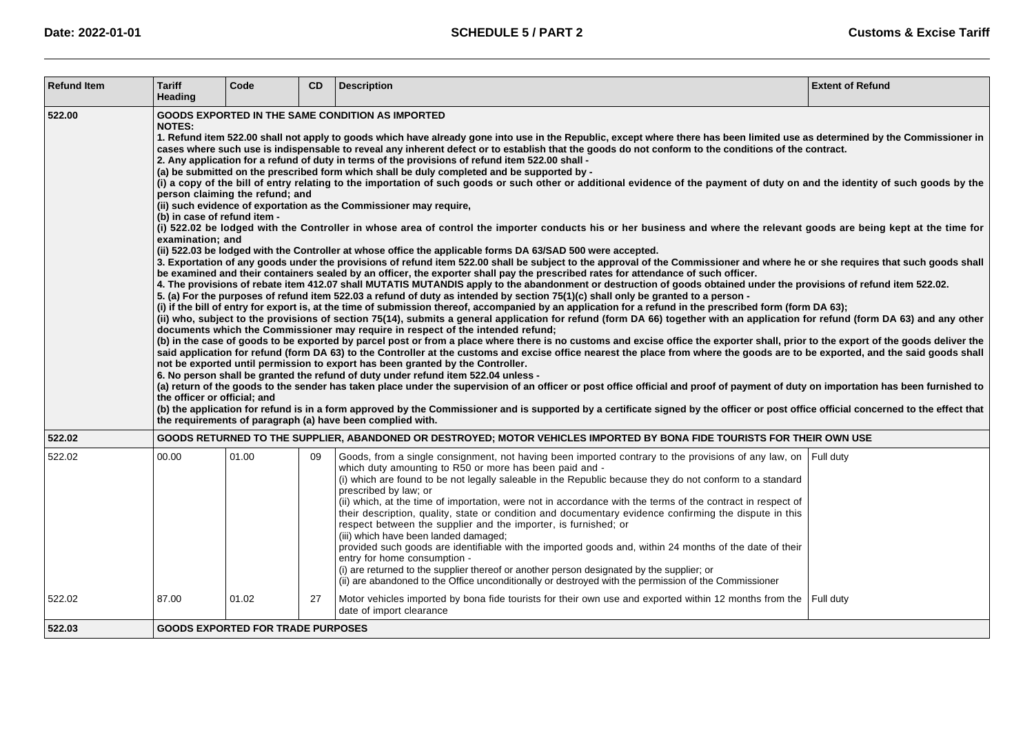| Refund Item | Tariff Heading | Code | CD | Description | Extent of Refund |
|---|---|---|---|---|---|
| **522.00** | **GOODS EXPORTED IN THE SAME CONDITION AS IMPORTED**<br>**NOTES:**<br>**1. Refund item 522.00 shall not apply to goods which have already gone into use in the Republic, except where there has been limited use as determined by the Commissioner in cases where such use is indispensable to reveal any inherent defect or to establish that the goods do not conform to the conditions of the contract.**<br>**2. Any application for a refund of duty in terms of the provisions of refund item 522.00 shall -**<br>**(a) be submitted on the prescribed form which shall be duly completed and be supported by -**<br>**(i) a copy of the bill of entry relating to the importation of such goods or such other or additional evidence of the payment of duty on and the identity of such goods by the person claiming the refund; and**<br>**(ii) such evidence of exportation as the Commissioner may require,**<br>**(b) in case of refund item -**<br>**(i) 522.02 be lodged with the Controller in whose area of control the importer conducts his or her business and where the relevant goods are being kept at the time for examination; and**<br>**(ii) 522.03 be lodged with the Controller at whose office the applicable forms DA 63/SAD 500 were accepted.**<br>**3. Exportation of any goods under the provisions of refund item 522.00 shall be subject to the approval of the Commissioner and where he or she requires that such goods shall be examined and their containers sealed by an officer, the exporter shall pay the prescribed rates for attendance of such officer.**<br>**4. The provisions of rebate item 412.07 shall MUTATIS MUTANDIS apply to the abandonment or destruction of goods obtained under the provisions of refund item 522.02.**<br>**5. (a) For the purposes of refund item 522.03 a refund of duty as intended by section 75(1)(c) shall only be granted to a person -**<br>**(i) if the bill of entry for export is, at the time of submission thereof, accompanied by an application for a refund in the prescribed form (form DA 63);**<br>**(ii) who, subject to the provisions of section 75(14), submits a general application for refund (form DA 66) together with an application for refund (form DA 63) and any other documents which the Commissioner may require in respect of the intended refund;**<br>**(b) in the case of goods to be exported by parcel post or from a place where there is no customs and excise office the exporter shall, prior to the export of the goods deliver the said application for refund (form DA 63) to the Controller at the customs and excise office nearest the place from where the goods are to be exported, and the said goods shall not be exported until permission to export has been granted by the Controller.**<br>**6. No person shall be granted the refund of duty under refund item 522.04 unless -**<br>**(a) return of the goods to the sender has taken place under the supervision of an officer or post office official and proof of payment of duty on importation has been furnished to the officer or official; and**<br>**(b) the application for refund is in a form approved by the Commissioner and is supported by a certificate signed by the officer or post office official concerned to the effect that the requirements of paragraph (a) have been complied with.** | | | | |
| **522.02** | **GOODS RETURNED TO THE SUPPLIER, ABANDONED OR DESTROYED; MOTOR VEHICLES IMPORTED BY BONA FIDE TOURISTS FOR THEIR OWN USE** | | | | |
| 522.02 | 00.00 | 01.00 | 09 | Goods, from a single consignment, not having been imported contrary to the provisions of any law, on which duty amounting to R50 or more has been paid and -<br>(i) which are found to be not legally saleable in the Republic because they do not conform to a standard prescribed by law; or<br>(ii) which, at the time of importation, were not in accordance with the terms of the contract in respect of their description, quality, state or condition and documentary evidence confirming the dispute in this respect between the supplier and the importer, is furnished; or<br>(iii) which have been landed damaged;<br>provided such goods are identifiable with the imported goods and, within 24 months of the date of their entry for home consumption -<br>(i) are returned to the supplier thereof or another person designated by the supplier; or<br>(ii) are abandoned to the Office unconditionally or destroyed with the permission of the Commissioner | Full duty |
| 522.02 | 87.00 | 01.02 | 27 | Motor vehicles imported by bona fide tourists for their own use and exported within 12 months from the date of import clearance | Full duty |
| **522.03** | **GOODS EXPORTED FOR TRADE PURPOSES** | | | | |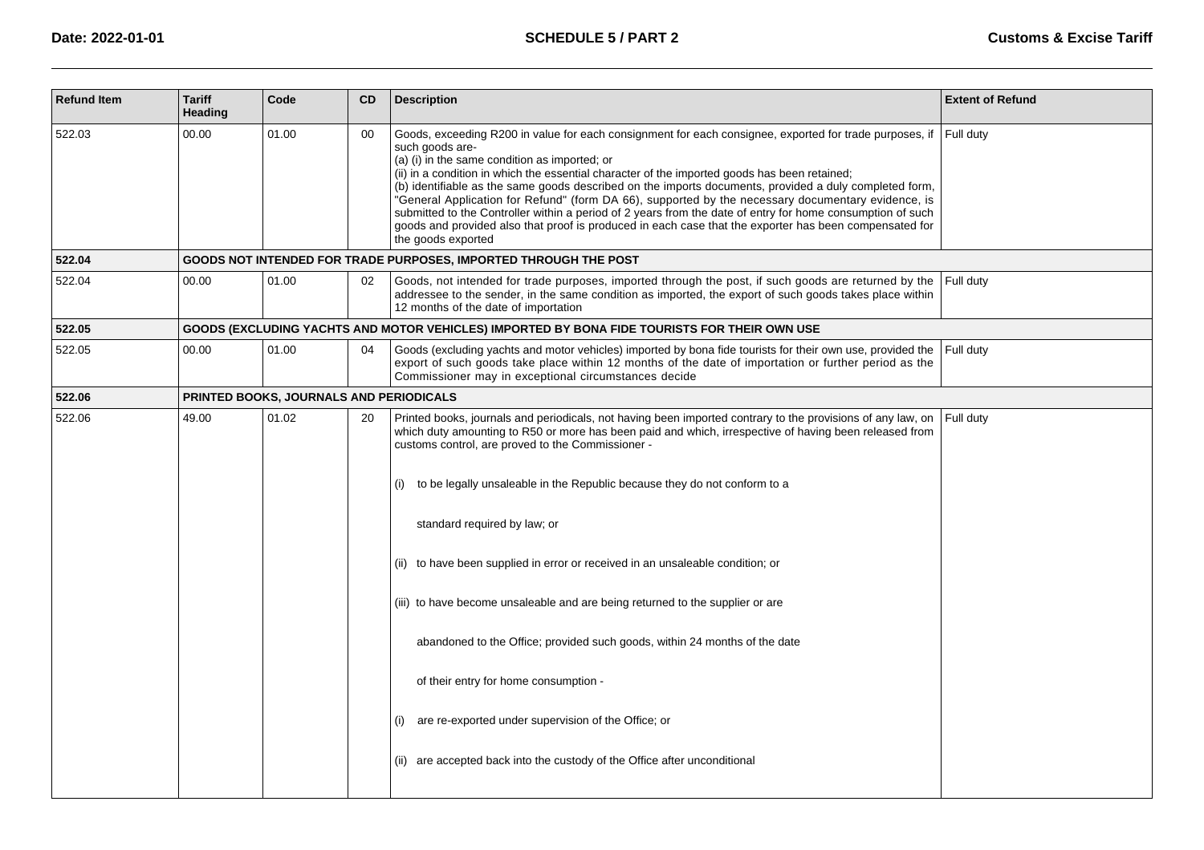| Refund Item | Tariff Heading | Code | CD | Description | Extent of Refund |
|---|---|---|---|---|---|
| 522.03 | 00.00 | 01.00 | 00 | Goods, exceeding R200 in value for each consignment for each consignee, exported for trade purposes, if such goods are-<br>(a) (i) in the same condition as imported; or<br>(ii) in a condition in which the essential character of the imported goods has been retained;<br>(b) identifiable as the same goods described on the imports documents, provided a duly completed form, "General Application for Refund" (form DA 66), supported by the necessary documentary evidence, is submitted to the Controller within a period of 2 years from the date of entry for home consumption of such goods and provided also that proof is produced in each case that the exporter has been compensated for the goods exported | Full duty |
| **522.04** | **GOODS NOT INTENDED FOR TRADE PURPOSES, IMPORTED THROUGH THE POST** | | | | |
| 522.04 | 00.00 | 01.00 | 02 | Goods, not intended for trade purposes, imported through the post, if such goods are returned by the addressee to the sender, in the same condition as imported, the export of such goods takes place within 12 months of the date of importation | Full duty |
| **522.05** | **GOODS (EXCLUDING YACHTS AND MOTOR VEHICLES) IMPORTED BY BONA FIDE TOURISTS FOR THEIR OWN USE** | | | | |
| 522.05 | 00.00 | 01.00 | 04 | Goods (excluding yachts and motor vehicles) imported by bona fide tourists for their own use, provided the export of such goods take place within 12 months of the date of importation or further period as the Commissioner may in exceptional circumstances decide | Full duty |
| **522.06** | **PRINTED BOOKS, JOURNALS AND PERIODICALS** | | | | |
| 522.06 | 49.00 | 01.02 | 20 | Printed books, journals and periodicals, not having been imported contrary to the provisions of any law, on which duty amounting to R50 or more has been paid and which, irrespective of having been released from customs control, are proved to the Commissioner -<br>(i) to be legally unsaleable in the Republic because they do not conform to a standard required by law; or<br>(ii) to have been supplied in error or received in an unsaleable condition; or<br>(iii) to have become unsaleable and are being returned to the supplier or are abandoned to the Office; provided such goods, within 24 months of the date of their entry for home consumption -<br>(i) are re-exported under supervision of the Office; or<br>(ii) are accepted back into the custody of the Office after unconditional | Full duty |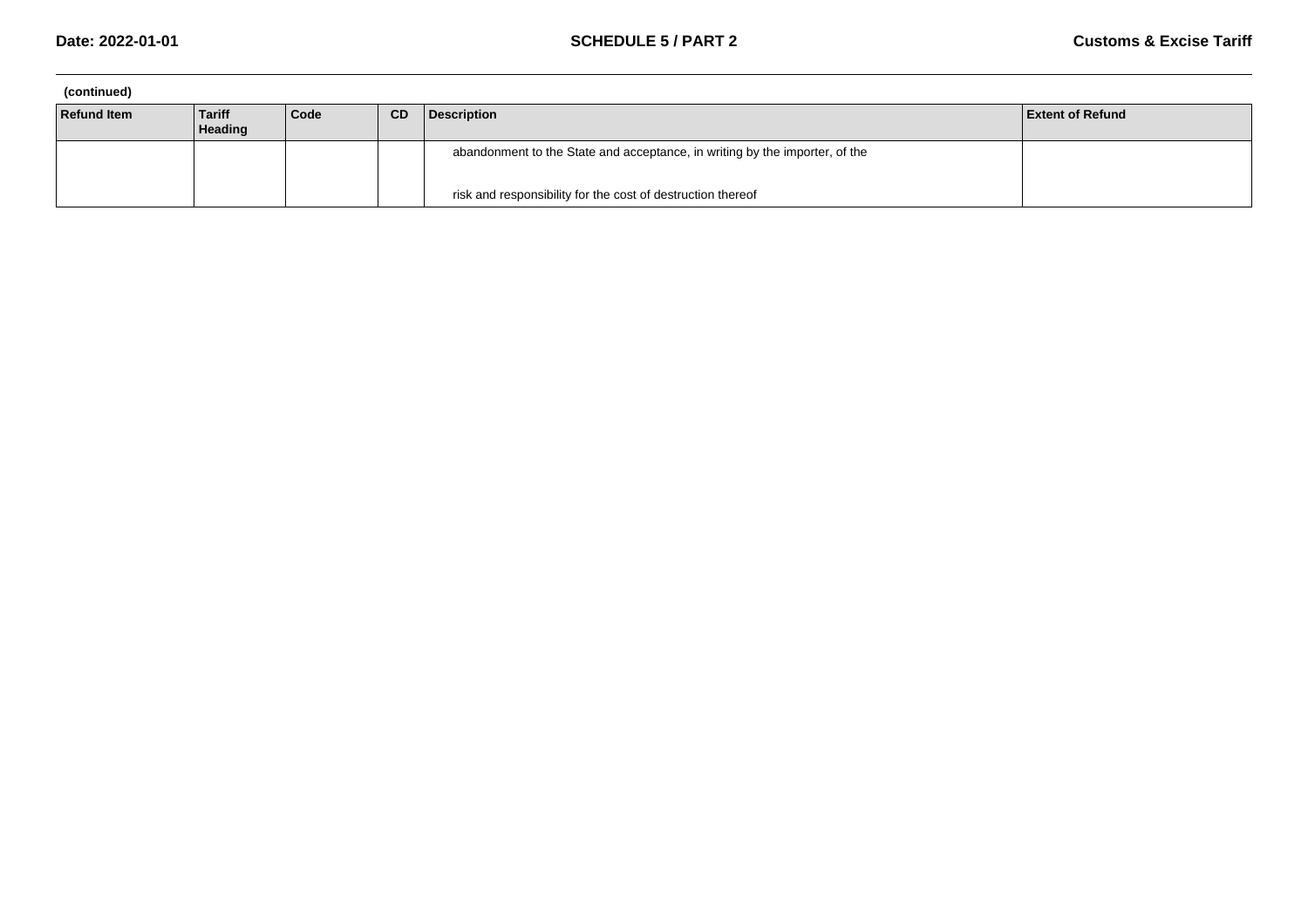(continued)

| Refund Item | Tariff Heading | Code | CD | Description | Extent of Refund |
|---|---|---|---|---|---|
| | | | | abandonment to the State and acceptance, in writing by the importer, of the | |
| | | | | risk and responsibility for the cost of destruction thereof | |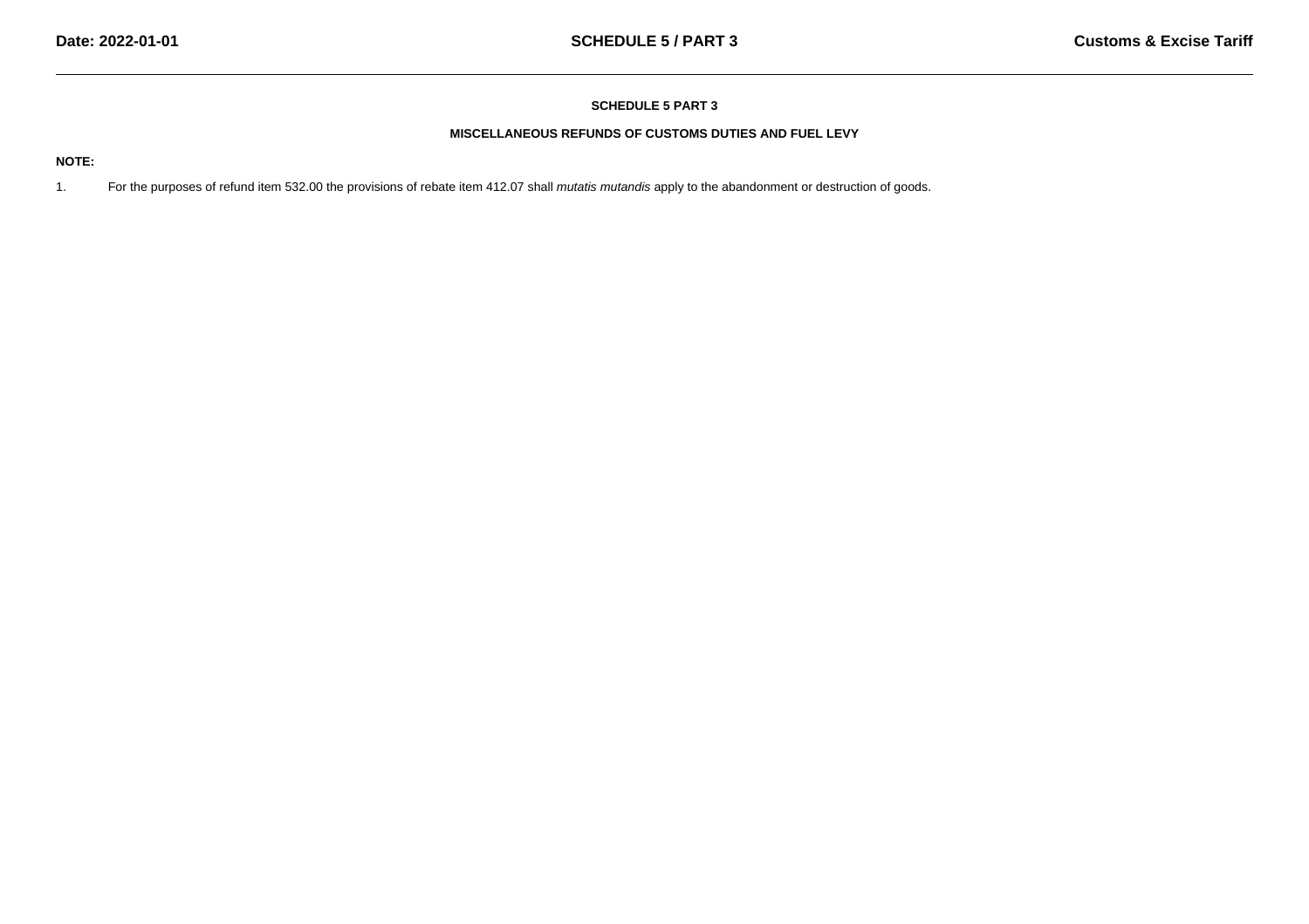# SCHEDULE 5 PART 3

## MISCELLANEOUS REFUNDS OF CUSTOMS DUTIES AND FUEL LEVY

**NOTE:**

1. For the purposes of refund item 532.00 the provisions of rebate item 412.07 shall *mutatis mutandis* apply to the abandonment or destruction of goods.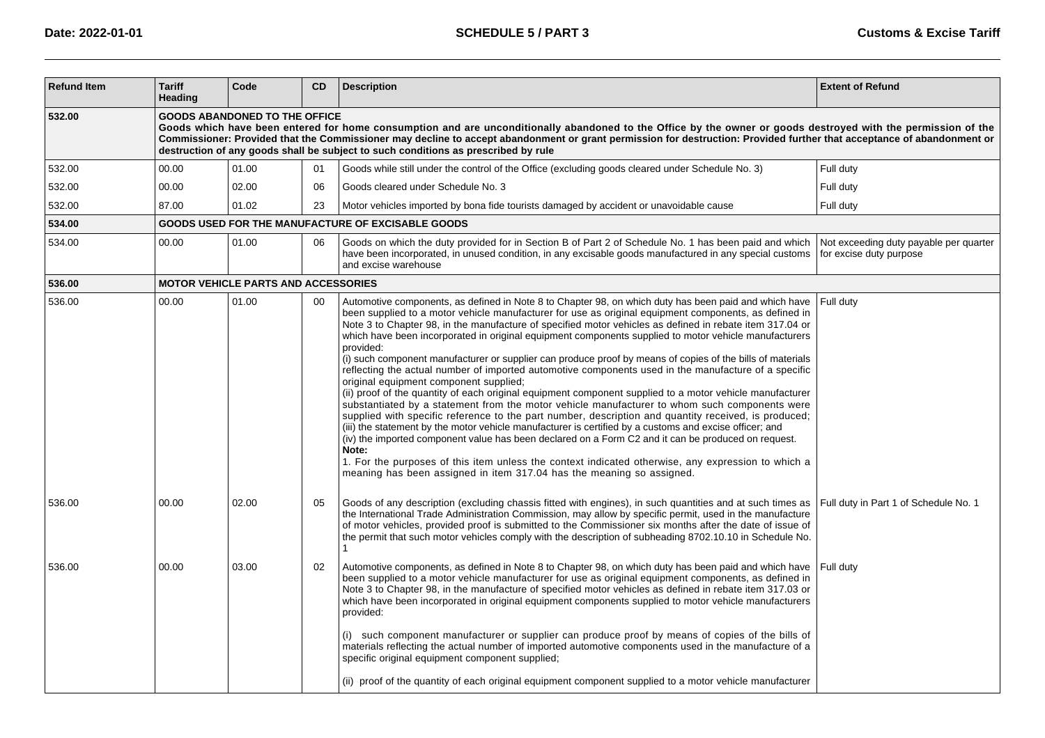| Refund Item | Tariff Heading | Code | CD | Description | Extent of Refund |
|---|---|---|---|---|---|
| **532.00** | **GOODS ABANDONED TO THE OFFICE** **Goods which have been entered for home consumption and are unconditionally abandoned to the Office by the owner or goods destroyed with the permission of the Commissioner: Provided that the Commissioner may decline to accept abandonment or grant permission for destruction: Provided further that acceptance of abandonment or destruction of any goods shall be subject to such conditions as prescribed by rule** | | | | |
| 532.00 | 00.00 | 01.00 | 01 | Goods while still under the control of the Office (excluding goods cleared under Schedule No. 3) | Full duty |
| 532.00 | 00.00 | 02.00 | 06 | Goods cleared under Schedule No. 3 | Full duty |
| 532.00 | 87.00 | 01.02 | 23 | Motor vehicles imported by bona fide tourists damaged by accident or unavoidable cause | Full duty |
| **534.00** | **GOODS USED FOR THE MANUFACTURE OF EXCISABLE GOODS** | | | | |
| 534.00 | 00.00 | 01.00 | 06 | Goods on which the duty provided for in Section B of Part 2 of Schedule No. 1 has been paid and which have been incorporated, in unused condition, in any excisable goods manufactured in any special customs and excise warehouse | Not exceeding duty payable per quarter for excise duty purpose |
| **536.00** | **MOTOR VEHICLE PARTS AND ACCESSORIES** | | | | |
| 536.00 | 00.00 | 01.00 | 00 | Automotive components, as defined in Note 8 to Chapter 98, on which duty has been paid and which have been supplied to a motor vehicle manufacturer for use as original equipment components, as defined in Note 3 to Chapter 98, in the manufacture of specified motor vehicles as defined in rebate item 317.04 or which have been incorporated in original equipment components supplied to motor vehicle manufacturers provided:<br>(i) such component manufacturer or supplier can produce proof by means of copies of the bills of materials reflecting the actual number of imported automotive components used in the manufacture of a specific original equipment component supplied;<br>(ii) proof of the quantity of each original equipment component supplied to a motor vehicle manufacturer substantiated by a statement from the motor vehicle manufacturer to whom such components were supplied with specific reference to the part number, description and quantity received, is produced;<br>(iii) the statement by the motor vehicle manufacturer is certified by a customs and excise officer; and<br>(iv) the imported component value has been declared on a Form C2 and it can be produced on request.<br>**Note:**<br>1. For the purposes of this item unless the context indicated otherwise, any expression to which a meaning has been assigned in item 317.04 has the meaning so assigned. | Full duty |
| 536.00 | 00.00 | 02.00 | 05 | Goods of any description (excluding chassis fitted with engines), in such quantities and at such times as the International Trade Administration Commission, may allow by specific permit, used in the manufacture of motor vehicles, provided proof is submitted to the Commissioner six months after the date of issue of the permit that such motor vehicles comply with the description of subheading 8702.10.10 in Schedule No. 1 | Full duty in Part 1 of Schedule No. 1 |
| 536.00 | 00.00 | 03.00 | 02 | Automotive components, as defined in Note 8 to Chapter 98, on which duty has been paid and which have been supplied to a motor vehicle manufacturer for use as original equipment components, as defined in Note 3 to Chapter 98, in the manufacture of specified motor vehicles as defined in rebate item 317.03 or which have been incorporated in original equipment components supplied to motor vehicle manufacturers provided:<br>(i) such component manufacturer or supplier can produce proof by means of copies of the bills of materials reflecting the actual number of imported automotive components used in the manufacture of a specific original equipment component supplied;<br>(ii) proof of the quantity of each original equipment component supplied to a motor vehicle manufacturer | Full duty |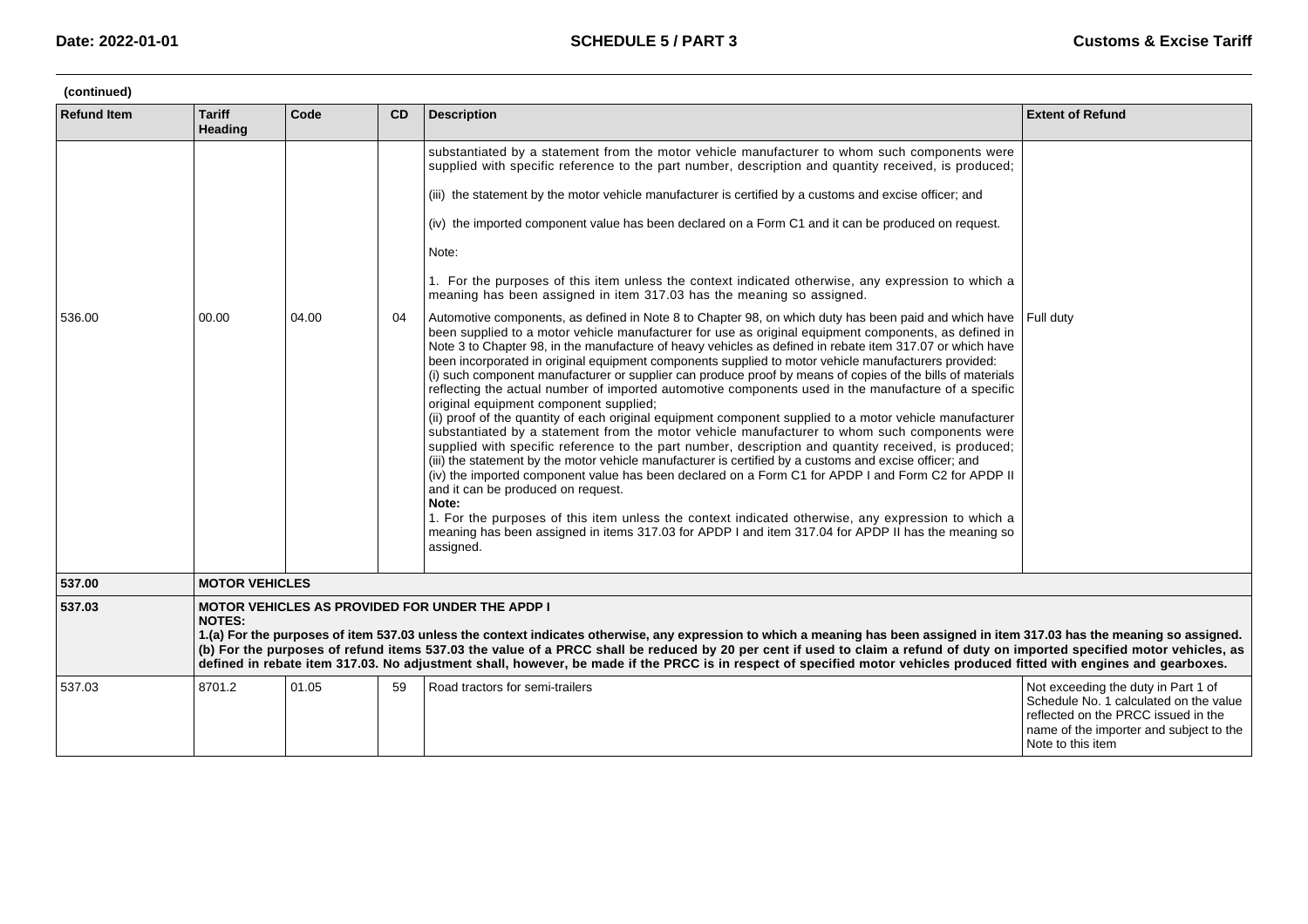(continued)

| Refund Item | Tariff Heading | Code | CD | Description | Extent of Refund |
|---|---|---|---|---|---|
| | | | | substantiated by a statement from the motor vehicle manufacturer to whom such components were supplied with specific reference to the part number, description and quantity received, is produced;<br><br>(iii) the statement by the motor vehicle manufacturer is certified by a customs and excise officer; and<br><br>(iv) the imported component value has been declared on a Form C1 and it can be produced on request.<br><br>Note:<br><br>1. For the purposes of this item unless the context indicated otherwise, any expression to which a meaning has been assigned in item 317.03 has the meaning so assigned. | |
| 536.00 | 00.00 | 04.00 | 04 | Automotive components, as defined in Note 8 to Chapter 98, on which duty has been paid and which have been supplied to a motor vehicle manufacturer for use as original equipment components, as defined in Note 3 to Chapter 98, in the manufacture of heavy vehicles as defined in rebate item 317.07 or which have been incorporated in original equipment components supplied to motor vehicle manufacturers provided:<br>(i) such component manufacturer or supplier can produce proof by means of copies of the bills of materials reflecting the actual number of imported automotive components used in the manufacture of a specific original equipment component supplied;<br>(ii) proof of the quantity of each original equipment component supplied to a motor vehicle manufacturer substantiated by a statement from the motor vehicle manufacturer to whom such components were supplied with specific reference to the part number, description and quantity received, is produced;<br>(iii) the statement by the motor vehicle manufacturer is certified by a customs and excise officer; and<br>(iv) the imported component value has been declared on a Form C1 for APDP I and Form C2 for APDP II and it can be produced on request.<br>**Note:**<br>1. For the purposes of this item unless the context indicated otherwise, any expression to which a meaning has been assigned in items 317.03 for APDP I and item 317.04 for APDP II has the meaning so assigned. | Full duty |
| **537.00** | **MOTOR VEHICLES** | | | | |
| **537.03** | **MOTOR VEHICLES AS PROVIDED FOR UNDER THE APDP I**<br>**NOTES:**<br>**1.(a) For the purposes of item 537.03 unless the context indicates otherwise, any expression to which a meaning has been assigned in item 317.03 has the meaning so assigned.**<br>**(b) For the purposes of refund items 537.03 the value of a PRCC shall be reduced by 20 per cent if used to claim a refund of duty on imported specified motor vehicles, as defined in rebate item 317.03. No adjustment shall, however, be made if the PRCC is in respect of specified motor vehicles produced fitted with engines and gearboxes.** | | | | |
| 537.03 | 8701.2 | 01.05 | 59 | Road tractors for semi-trailers | Not exceeding the duty in Part 1 of Schedule No. 1 calculated on the value reflected on the PRCC issued in the name of the importer and subject to the Note to this item |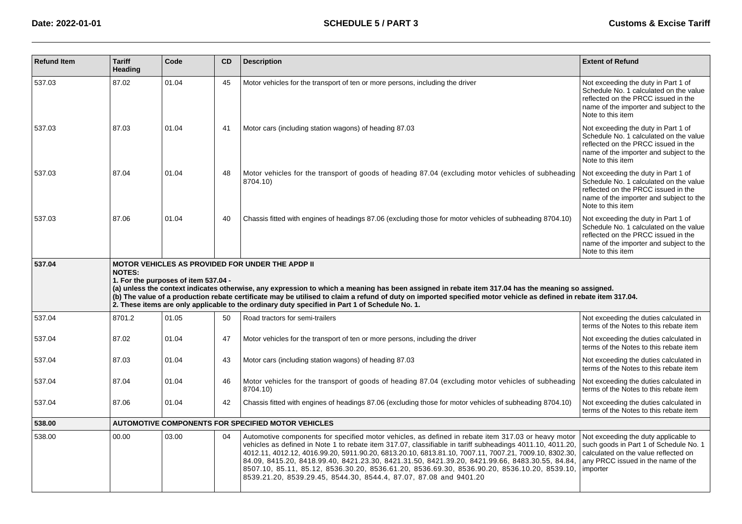| Refund Item | Tariff Heading | Code | CD | Description | Extent of Refund |
|---|---|---|---|---|---|
| 537.03 | 87.02 | 01.04 | 45 | Motor vehicles for the transport of ten or more persons, including the driver | Not exceeding the duty in Part 1 of Schedule No. 1 calculated on the value reflected on the PRCC issued in the name of the importer and subject to the Note to this item |
| 537.03 | 87.03 | 01.04 | 41 | Motor cars (including station wagons) of heading 87.03 | Not exceeding the duty in Part 1 of Schedule No. 1 calculated on the value reflected on the PRCC issued in the name of the importer and subject to the Note to this item |
| 537.03 | 87.04 | 01.04 | 48 | Motor vehicles for the transport of goods of heading 87.04 (excluding motor vehicles of subheading 8704.10) | Not exceeding the duty in Part 1 of Schedule No. 1 calculated on the value reflected on the PRCC issued in the name of the importer and subject to the Note to this item |
| 537.03 | 87.06 | 01.04 | 40 | Chassis fitted with engines of headings 87.06 (excluding those for motor vehicles of subheading 8704.10) | Not exceeding the duty in Part 1 of Schedule No. 1 calculated on the value reflected on the PRCC issued in the name of the importer and subject to the Note to this item |
| **537.04** | **MOTOR VEHICLES AS PROVIDED FOR UNDER THE APDP II**<br>**NOTES:**<br>**1. For the purposes of item 537.04 -**<br>**(a) unless the context indicates otherwise, any expression to which a meaning has been assigned in rebate item 317.04 has the meaning so assigned.**<br>**(b) The value of a production rebate certificate may be utilised to claim a refund of duty on imported specified motor vehicle as defined in rebate item 317.04.**<br>**2. These items are only applicable to the ordinary duty specified in Part 1 of Schedule No. 1.** | | | | |
| 537.04 | 8701.2 | 01.05 | 50 | Road tractors for semi-trailers | Not exceeding the duties calculated in terms of the Notes to this rebate item |
| 537.04 | 87.02 | 01.04 | 47 | Motor vehicles for the transport of ten or more persons, including the driver | Not exceeding the duties calculated in terms of the Notes to this rebate item |
| 537.04 | 87.03 | 01.04 | 43 | Motor cars (including station wagons) of heading 87.03 | Not exceeding the duties calculated in terms of the Notes to this rebate item |
| 537.04 | 87.04 | 01.04 | 46 | Motor vehicles for the transport of goods of heading 87.04 (excluding motor vehicles of subheading 8704.10) | Not exceeding the duties calculated in terms of the Notes to this rebate item |
| 537.04 | 87.06 | 01.04 | 42 | Chassis fitted with engines of headings 87.06 (excluding those for motor vehicles of subheading 8704.10) | Not exceeding the duties calculated in terms of the Notes to this rebate item |
| **538.00** | **AUTOMOTIVE COMPONENTS FOR SPECIFIED MOTOR VEHICLES** | | | | |
| 538.00 | 00.00 | 03.00 | 04 | Automotive components for specified motor vehicles, as defined in rebate item 317.03 or heavy motor vehicles as defined in Note 1 to rebate item 317.07, classifiable in tariff subheadings 4011.10, 4011.20, 4012.11, 4012.12, 4016.99.20, 5911.90.20, 6813.20.10, 6813.81.10, 7007.11, 7007.21, 7009.10, 8302.30, 84.09, 8415.20, 8418.99.40, 8421.23.30, 8421.31.50, 8421.39.20, 8421.99.66, 8483.30.55, 84.84, 8507.10, 85.11, 85.12, 8536.30.20, 8536.61.20, 8536.69.30, 8536.90.20, 8536.10.20, 8539.10, 8539.21.20, 8539.29.45, 8544.30, 8544.4, 87.07, 87.08 and 9401.20 | Not exceeding the duty applicable to such goods in Part 1 of Schedule No. 1 calculated on the value reflected on any PRCC issued in the name of the importer |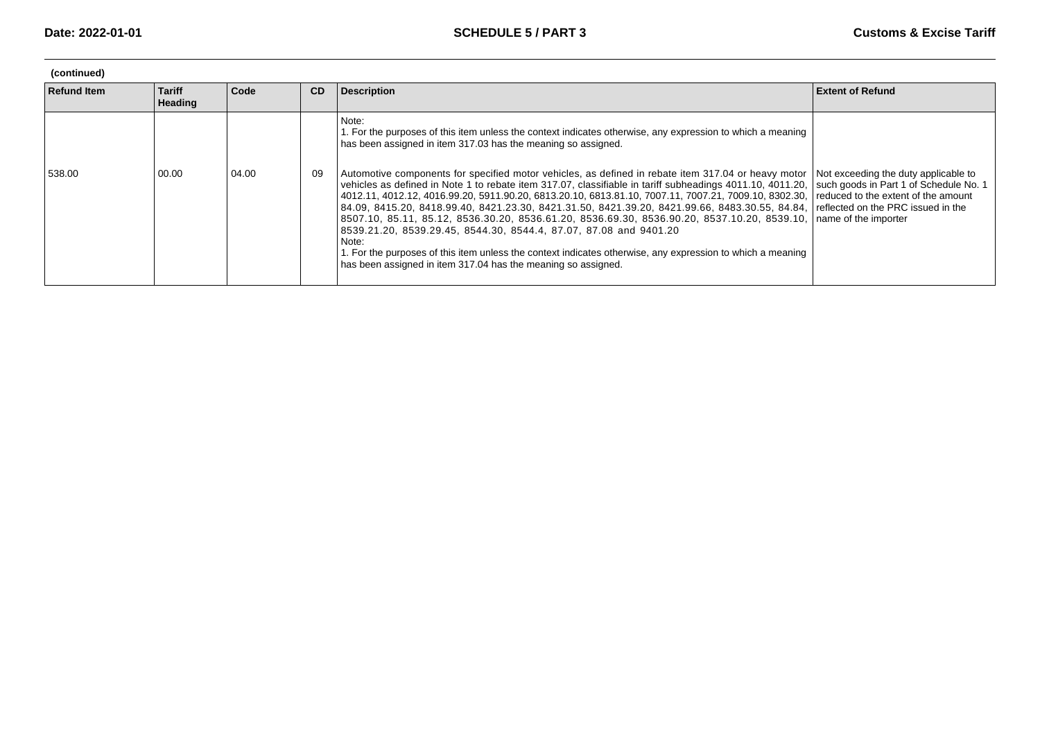(continued)

| Refund Item | Tariff Heading | Code | CD | Description | Extent of Refund |
|---|---|---|---|---|---|
| | | | | Note:<br>1. For the purposes of this item unless the context indicates otherwise, any expression to which a meaning has been assigned in item 317.03 has the meaning so assigned. | |
| 538.00 | 00.00 | 04.00 | 09 | Automotive components for specified motor vehicles, as defined in rebate item 317.04 or heavy motor vehicles as defined in Note 1 to rebate item 317.07, classifiable in tariff subheadings 4011.10, 4011.20, 4012.11, 4012.12, 4016.99.20, 5911.90.20, 6813.20.10, 6813.81.10, 7007.11, 7007.21, 7009.10, 8302.30, 84.09, 8415.20, 8418.99.40, 8421.23.30, 8421.31.50, 8421.39.20, 8421.99.66, 8483.30.55, 84.84, 8507.10, 85.11, 85.12, 8536.30.20, 8536.61.20, 8536.69.30, 8536.90.20, 8537.10.20, 8539.10, 8539.21.20, 8539.29.45, 8544.30, 8544.4, 87.07, 87.08 and 9401.20<br>Note:<br>1. For the purposes of this item unless the context indicates otherwise, any expression to which a meaning has been assigned in item 317.04 has the meaning so assigned. | Not exceeding the duty applicable to such goods in Part 1 of Schedule No. 1 reduced to the extent of the amount reflected on the PRC issued in the name of the importer |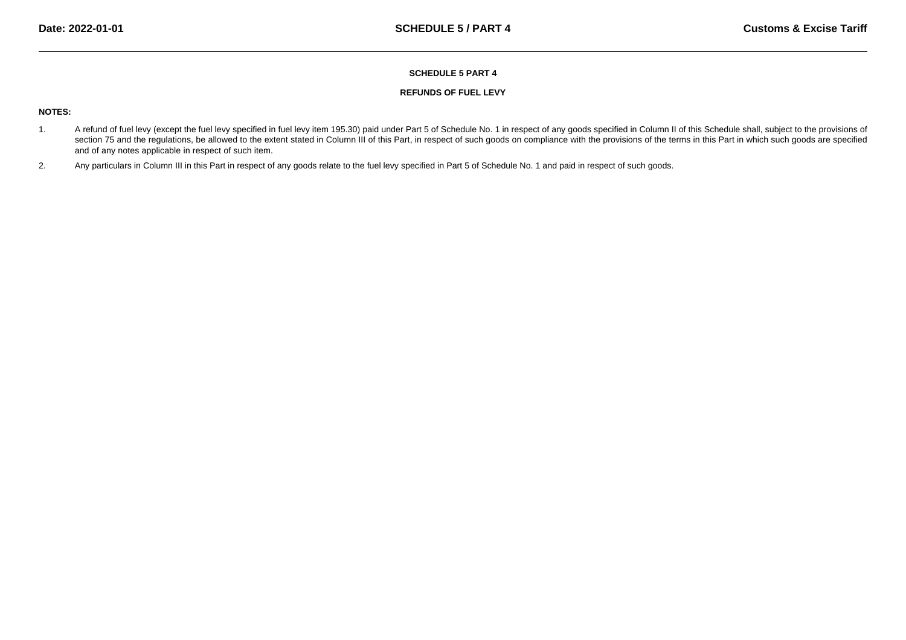# SCHEDULE 5 PART 4

## REFUNDS OF FUEL LEVY

**NOTES:**

1. A refund of fuel levy (except the fuel levy specified in fuel levy item 195.30) paid under Part 5 of Schedule No. 1 in respect of any goods specified in Column II of this Schedule shall, subject to the provisions of section 75 and the regulations, be allowed to the extent stated in Column III of this Part, in respect of such goods on compliance with the provisions of the terms in this Part in which such goods are specified and of any notes applicable in respect of such item.

2. Any particulars in Column III in this Part in respect of any goods relate to the fuel levy specified in Part 5 of Schedule No. 1 and paid in respect of such goods.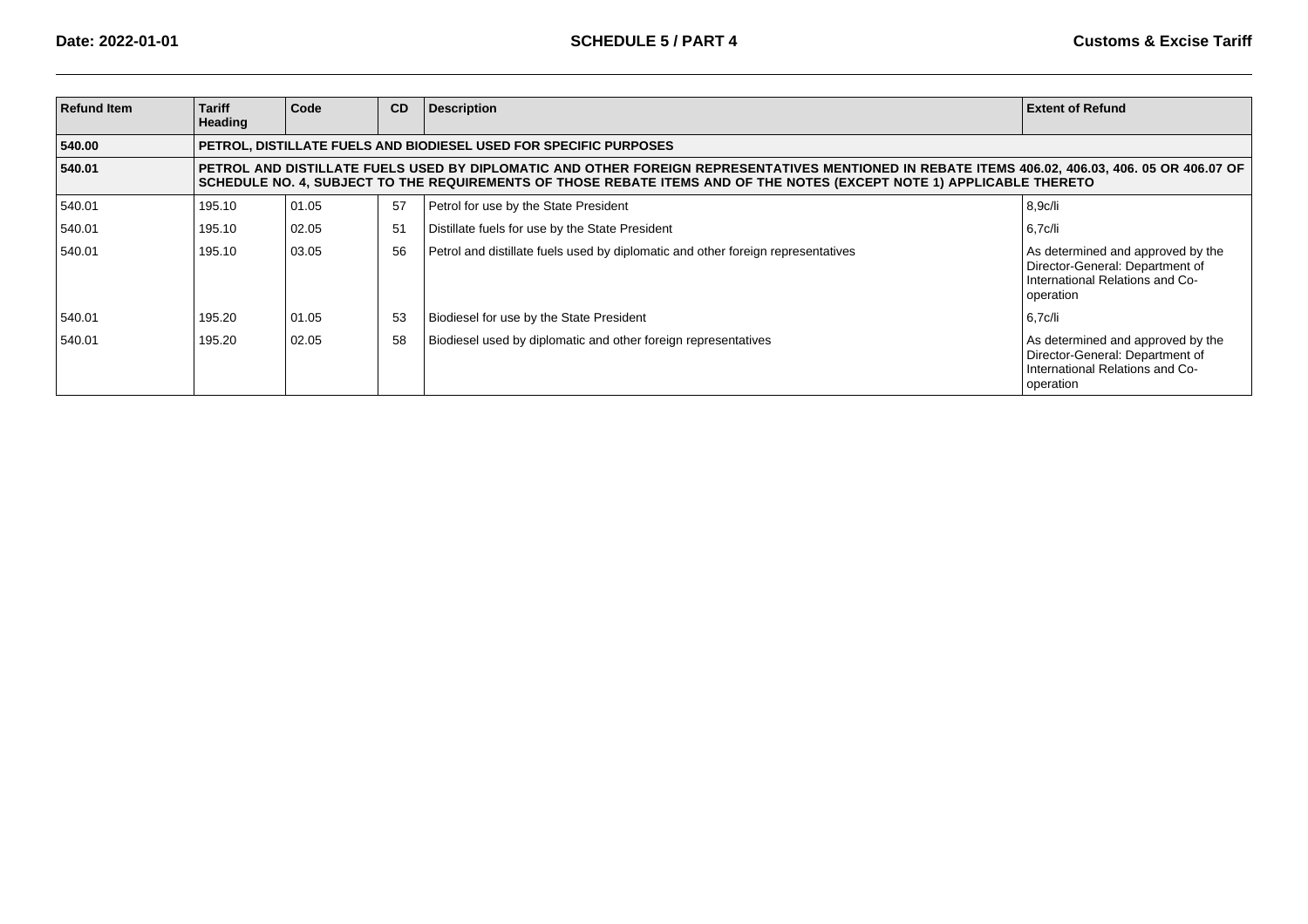| Refund Item | Tariff Heading | Code | CD | Description | Extent of Refund |
|---|---|---|---|---|---|
| **540.00** | **PETROL, DISTILLATE FUELS AND BIODIESEL USED FOR SPECIFIC PURPOSES** | | | | |
| **540.01** | **PETROL AND DISTILLATE FUELS USED BY DIPLOMATIC AND OTHER FOREIGN REPRESENTATIVES MENTIONED IN REBATE ITEMS 406.02, 406.03, 406. 05 OR 406.07 OF SCHEDULE NO. 4, SUBJECT TO THE REQUIREMENTS OF THOSE REBATE ITEMS AND OF THE NOTES (EXCEPT NOTE 1) APPLICABLE THERETO** | | | | |
| 540.01 | 195.10 | 01.05 | 57 | Petrol for use by the State President | 8,9c/li |
| 540.01 | 195.10 | 02.05 | 51 | Distillate fuels for use by the State President | 6,7c/li |
| 540.01 | 195.10 | 03.05 | 56 | Petrol and distillate fuels used by diplomatic and other foreign representatives | As determined and approved by the Director-General: Department of International Relations and Co-operation |
| 540.01 | 195.20 | 01.05 | 53 | Biodiesel for use by the State President | 6,7c/li |
| 540.01 | 195.20 | 02.05 | 58 | Biodiesel used by diplomatic and other foreign representatives | As determined and approved by the Director-General: Department of International Relations and Co-operation |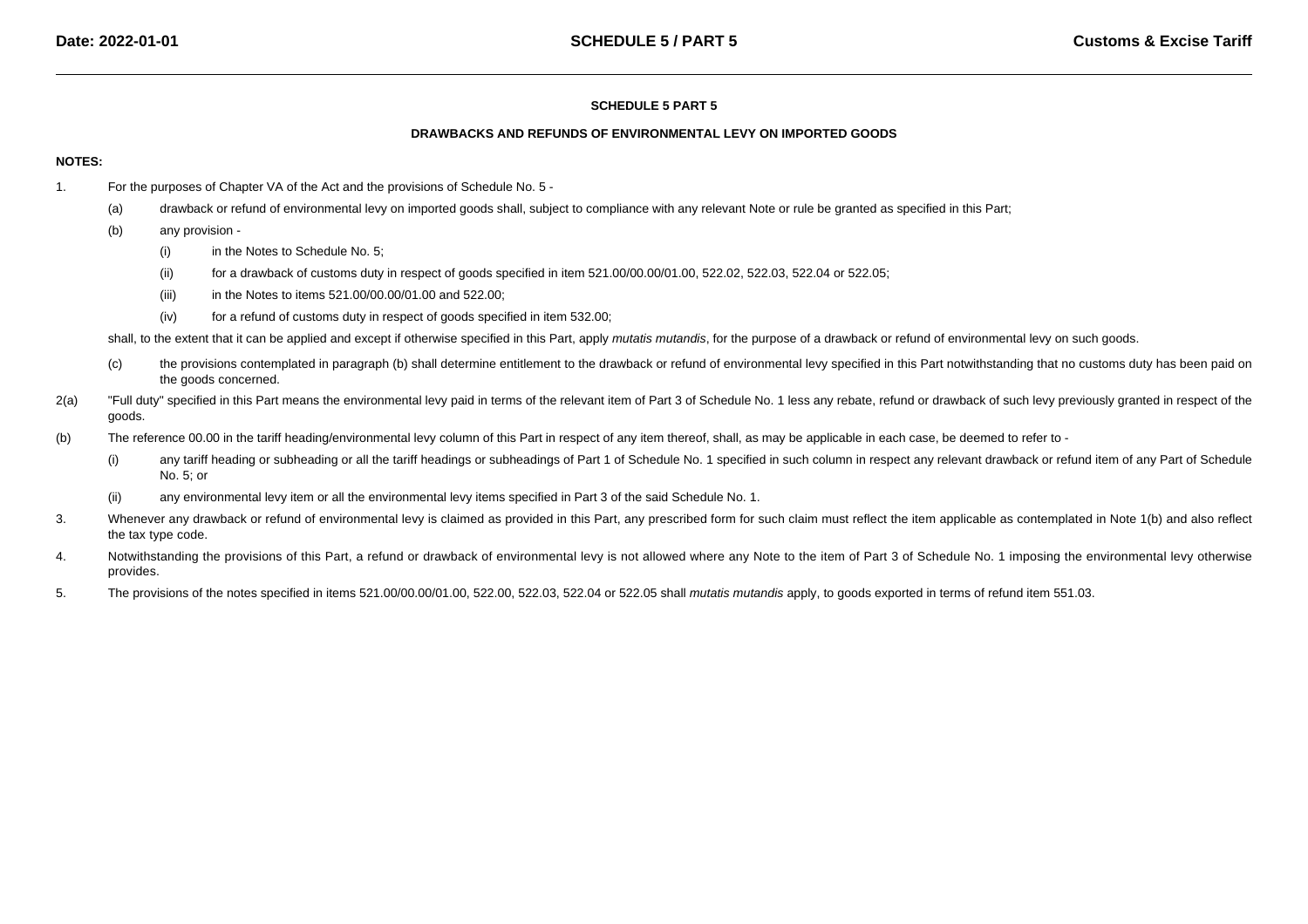# SCHEDULE 5 PART 5

## DRAWBACKS AND REFUNDS OF ENVIRONMENTAL LEVY ON IMPORTED GOODS

**NOTES:**

1. For the purposes of Chapter VA of the Act and the provisions of Schedule No. 5 -

   (a) drawback or refund of environmental levy on imported goods shall, subject to compliance with any relevant Note or rule be granted as specified in this Part;

   (b) any provision -

      (i) in the Notes to Schedule No. 5;

      (ii) for a drawback of customs duty in respect of goods specified in item 521.00/00.00/01.00, 522.02, 522.03, 522.04 or 522.05;

      (iii) in the Notes to items 521.00/00.00/01.00 and 522.00;

      (iv) for a refund of customs duty in respect of goods specified in item 532.00;

   shall, to the extent that it can be applied and except if otherwise specified in this Part, apply *mutatis mutandis*, for the purpose of a drawback or refund of environmental levy on such goods.

   (c) the provisions contemplated in paragraph (b) shall determine entitlement to the drawback or refund of environmental levy specified in this Part notwithstanding that no customs duty has been paid on the goods concerned.

2(a) "Full duty" specified in this Part means the environmental levy paid in terms of the relevant item of Part 3 of Schedule No. 1 less any rebate, refund or drawback of such levy previously granted in respect of the goods.

(b) The reference 00.00 in the tariff heading/environmental levy column of this Part in respect of any item thereof, shall, as may be applicable in each case, be deemed to refer to -

   (i) any tariff heading or subheading or all the tariff headings or subheadings of Part 1 of Schedule No. 1 specified in such column in respect any relevant drawback or refund item of any Part of Schedule No. 5; or

   (ii) any environmental levy item or all the environmental levy items specified in Part 3 of the said Schedule No. 1.

3. Whenever any drawback or refund of environmental levy is claimed as provided in this Part, any prescribed form for such claim must reflect the item applicable as contemplated in Note 1(b) and also reflect the tax type code.

4. Notwithstanding the provisions of this Part, a refund or drawback of environmental levy is not allowed where any Note to the item of Part 3 of Schedule No. 1 imposing the environmental levy otherwise provides.

5. The provisions of the notes specified in items 521.00/00.00/01.00, 522.00, 522.03, 522.04 or 522.05 shall *mutatis mutandis* apply, to goods exported in terms of refund item 551.03.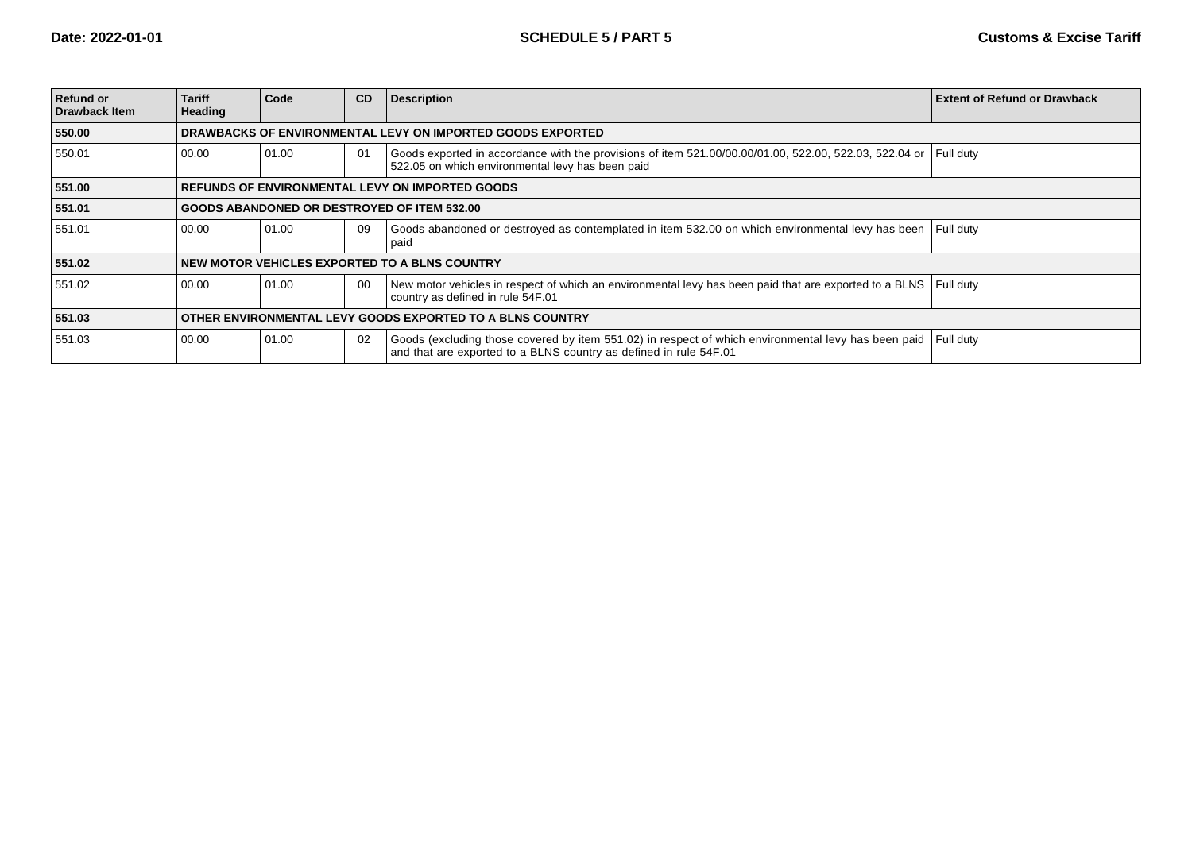| Refund or Drawback Item | Tariff Heading | Code | CD | Description | Extent of Refund or Drawback |
|---|---|---|---|---|---|
| **550.00** | **DRAWBACKS OF ENVIRONMENTAL LEVY ON IMPORTED GOODS EXPORTED** | | | | |
| 550.01 | 00.00 | 01.00 | 01 | Goods exported in accordance with the provisions of item 521.00/00.00/01.00, 522.00, 522.03, 522.04 or 522.05 on which environmental levy has been paid | Full duty |
| **551.00** | **REFUNDS OF ENVIRONMENTAL LEVY ON IMPORTED GOODS** | | | | |
| **551.01** | **GOODS ABANDONED OR DESTROYED OF ITEM 532.00** | | | | |
| 551.01 | 00.00 | 01.00 | 09 | Goods abandoned or destroyed as contemplated in item 532.00 on which environmental levy has been paid | Full duty |
| **551.02** | **NEW MOTOR VEHICLES EXPORTED TO A BLNS COUNTRY** | | | | |
| 551.02 | 00.00 | 01.00 | 00 | New motor vehicles in respect of which an environmental levy has been paid that are exported to a BLNS country as defined in rule 54F.01 | Full duty |
| **551.03** | **OTHER ENVIRONMENTAL LEVY GOODS EXPORTED TO A BLNS COUNTRY** | | | | |
| 551.03 | 00.00 | 01.00 | 02 | Goods (excluding those covered by item 551.02) in respect of which environmental levy has been paid and that are exported to a BLNS country as defined in rule 54F.01 | Full duty |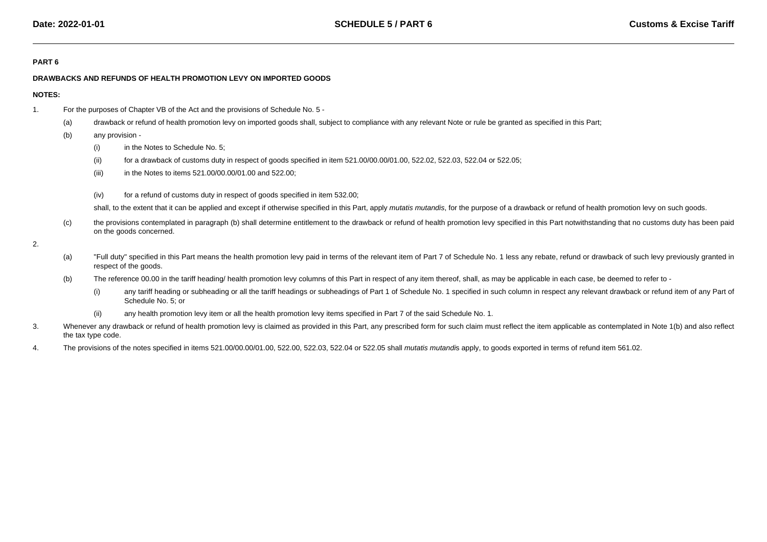**PART 6**

**DRAWBACKS AND REFUNDS OF HEALTH PROMOTION LEVY ON IMPORTED GOODS**

**NOTES:**

1. For the purposes of Chapter VB of the Act and the provisions of Schedule No. 5 -

   (a) drawback or refund of health promotion levy on imported goods shall, subject to compliance with any relevant Note or rule be granted as specified in this Part;

   (b) any provision -

      (i) in the Notes to Schedule No. 5;

      (ii) for a drawback of customs duty in respect of goods specified in item 521.00/00.00/01.00, 522.02, 522.03, 522.04 or 522.05;

      (iii) in the Notes to items 521.00/00.00/01.00 and 522.00;

      (iv) for a refund of customs duty in respect of goods specified in item 532.00;

   shall, to the extent that it can be applied and except if otherwise specified in this Part, apply *mutatis mutandis*, for the purpose of a drawback or refund of health promotion levy on such goods.

   (c) the provisions contemplated in paragraph (b) shall determine entitlement to the drawback or refund of health promotion levy specified in this Part notwithstanding that no customs duty has been paid on the goods concerned.

2. 

   (a) "Full duty" specified in this Part means the health promotion levy paid in terms of the relevant item of Part 7 of Schedule No. 1 less any rebate, refund or drawback of such levy previously granted in respect of the goods.

   (b) The reference 00.00 in the tariff heading/ health promotion levy columns of this Part in respect of any item thereof, shall, as may be applicable in each case, be deemed to refer to -

      (i) any tariff heading or subheading or all the tariff headings or subheadings of Part 1 of Schedule No. 1 specified in such column in respect any relevant drawback or refund item of any Part of Schedule No. 5; or

      (ii) any health promotion levy item or all the health promotion levy items specified in Part 7 of the said Schedule No. 1.

3. Whenever any drawback or refund of health promotion levy is claimed as provided in this Part, any prescribed form for such claim must reflect the item applicable as contemplated in Note 1(b) and also reflect the tax type code.

4. The provisions of the notes specified in items 521.00/00.00/01.00, 522.00, 522.03, 522.04 or 522.05 shall *mutatis mutandis* apply, to goods exported in terms of refund item 561.02.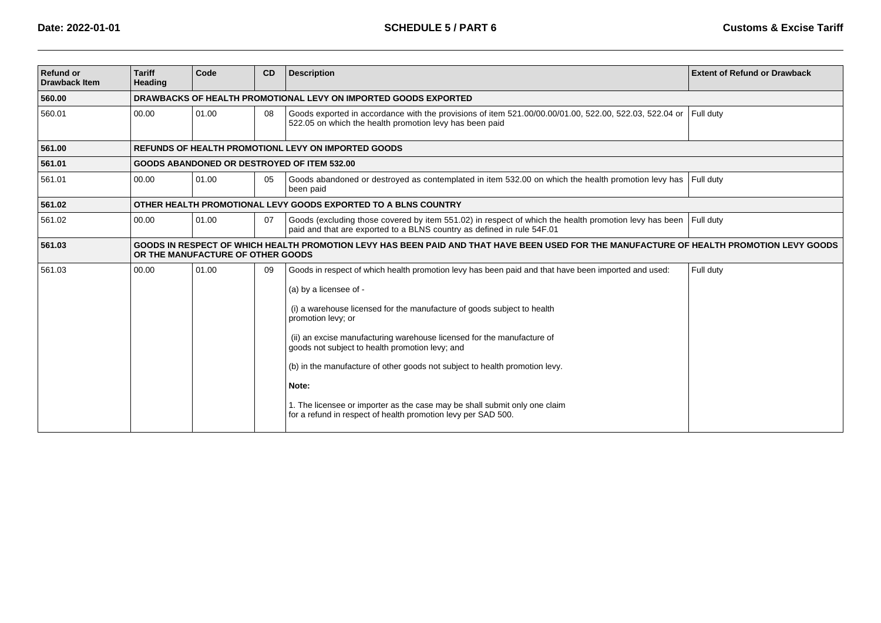| Refund or Drawback Item | Tariff Heading | Code | CD | Description | Extent of Refund or Drawback |
|---|---|---|---|---|---|
| **560.00** | **DRAWBACKS OF HEALTH PROMOTIONAL LEVY ON IMPORTED GOODS EXPORTED** | | | | |
| 560.01 | 00.00 | 01.00 | 08 | Goods exported in accordance with the provisions of item 521.00/00.00/01.00, 522.00, 522.03, 522.04 or 522.05 on which the health promotion levy has been paid | Full duty |
| **561.00** | **REFUNDS OF HEALTH PROMOTIONL LEVY ON IMPORTED GOODS** | | | | |
| **561.01** | **GOODS ABANDONED OR DESTROYED OF ITEM 532.00** | | | | |
| 561.01 | 00.00 | 01.00 | 05 | Goods abandoned or destroyed as contemplated in item 532.00 on which the health promotion levy has been paid | Full duty |
| **561.02** | **OTHER HEALTH PROMOTIONAL LEVY GOODS EXPORTED TO A BLNS COUNTRY** | | | | |
| 561.02 | 00.00 | 01.00 | 07 | Goods (excluding those covered by item 551.02) in respect of which the health promotion levy has been paid and that are exported to a BLNS country as defined in rule 54F.01 | Full duty |
| **561.03** | **GOODS IN RESPECT OF WHICH HEALTH PROMOTION LEVY HAS BEEN PAID AND THAT HAVE BEEN USED FOR THE MANUFACTURE OF HEALTH PROMOTION LEVY GOODS OR THE MANUFACTURE OF OTHER GOODS** | | | | |
| 561.03 | 00.00 | 01.00 | 09 | Goods in respect of which health promotion levy has been paid and that have been imported and used:<br><br>(a) by a licensee of -<br><br>(i) a warehouse licensed for the manufacture of goods subject to health promotion levy; or<br><br>(ii) an excise manufacturing warehouse licensed for the manufacture of goods not subject to health promotion levy; and<br><br>(b) in the manufacture of other goods not subject to health promotion levy.<br><br>**Note:**<br><br>1. The licensee or importer as the case may be shall submit only one claim for a refund in respect of health promotion levy per SAD 500. | Full duty |